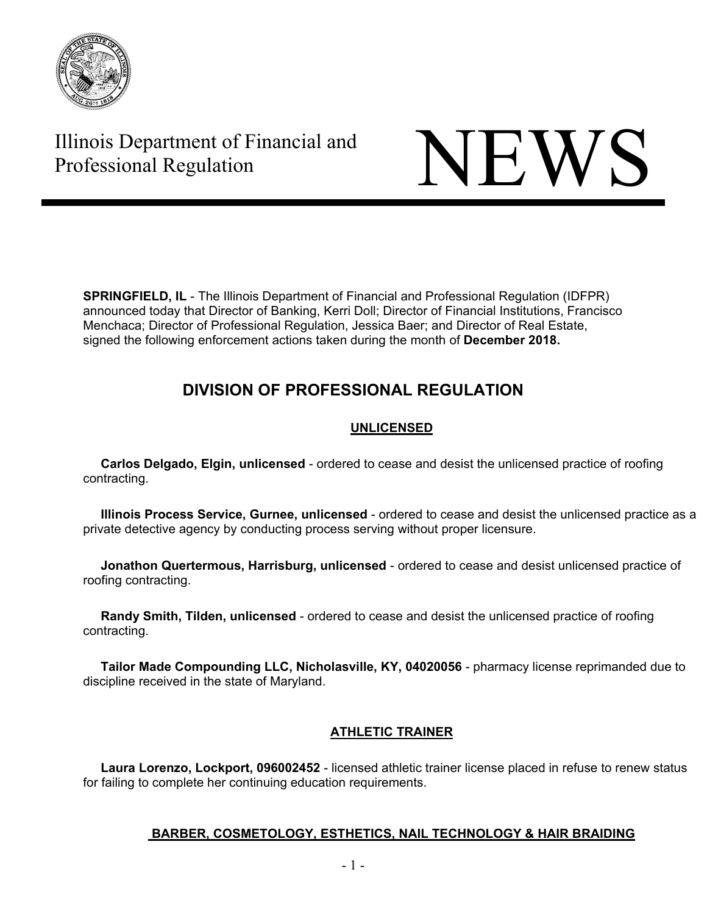Illinois Department of Financial and Professional Regulation

# NEWS

**SPRINGFIELD, IL** - The Illinois Department of Financial and Professional Regulation (IDFPR) announced today that Director of Banking, Kerri Doll; Director of Financial Institutions, Francisco Menchaca; Director of Professional Regulation, Jessica Baer; and Director of Real Estate, signed the following enforcement actions taken during the month of **December 2018.**

## DIVISION OF PROFESSIONAL REGULATION

### UNLICENSED

**Carlos Delgado, Elgin, unlicensed** - ordered to cease and desist the unlicensed practice of roofing contracting.

**Illinois Process Service, Gurnee, unlicensed** - ordered to cease and desist the unlicensed practice as a private detective agency by conducting process serving without proper licensure.

**Jonathon Quertermous, Harrisburg, unlicensed** - ordered to cease and desist unlicensed practice of roofing contracting.

**Randy Smith, Tilden, unlicensed** - ordered to cease and desist the unlicensed practice of roofing contracting.

**Tailor Made Compounding LLC, Nicholasville, KY, 04020056** - pharmacy license reprimanded due to discipline received in the state of Maryland.

### ATHLETIC TRAINER

**Laura Lorenzo, Lockport, 096002452** - licensed athletic trainer license placed in refuse to renew status for failing to complete her continuing education requirements.

### BARBER, COSMETOLOGY, ESTHETICS, NAIL TECHNOLOGY & HAIR BRAIDING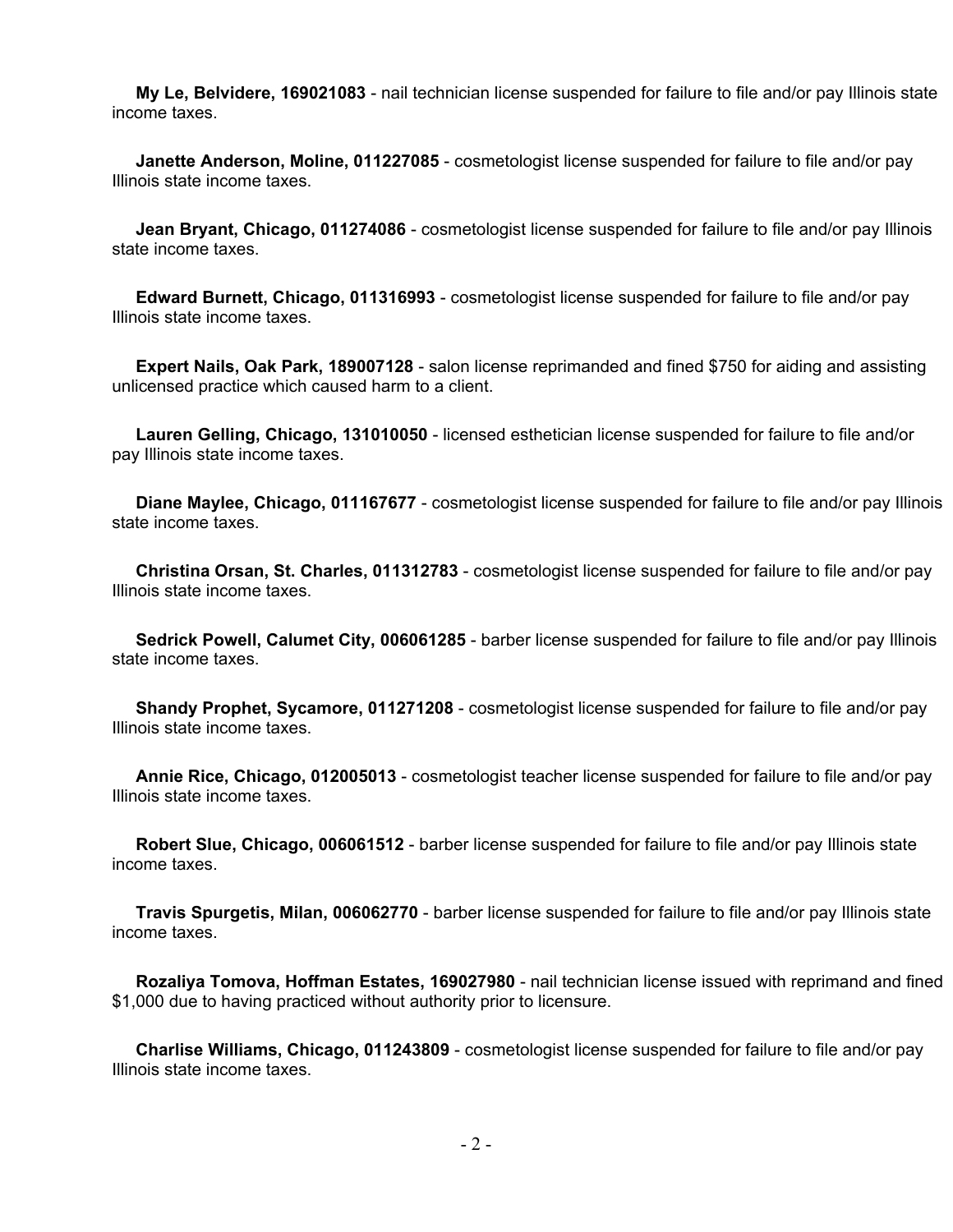**My Le, Belvidere, 169021083** - nail technician license suspended for failure to file and/or pay Illinois state income taxes.

**Janette Anderson, Moline, 011227085** - cosmetologist license suspended for failure to file and/or pay Illinois state income taxes.

**Jean Bryant, Chicago, 011274086** - cosmetologist license suspended for failure to file and/or pay Illinois state income taxes.

**Edward Burnett, Chicago, 011316993** - cosmetologist license suspended for failure to file and/or pay Illinois state income taxes.

**Expert Nails, Oak Park, 189007128** - salon license reprimanded and fined $750 for aiding and assisting unlicensed practice which caused harm to a client.

**Lauren Gelling, Chicago, 131010050** - licensed esthetician license suspended for failure to file and/or pay Illinois state income taxes.

**Diane Maylee, Chicago, 011167677** - cosmetologist license suspended for failure to file and/or pay Illinois state income taxes.

**Christina Orsan, St. Charles, 011312783** - cosmetologist license suspended for failure to file and/or pay Illinois state income taxes.

**Sedrick Powell, Calumet City, 006061285** - barber license suspended for failure to file and/or pay Illinois state income taxes.

**Shandy Prophet, Sycamore, 011271208** - cosmetologist license suspended for failure to file and/or pay Illinois state income taxes.

**Annie Rice, Chicago, 012005013** - cosmetologist teacher license suspended for failure to file and/or pay Illinois state income taxes.

**Robert Slue, Chicago, 006061512** - barber license suspended for failure to file and/or pay Illinois state income taxes.

**Travis Spurgetis, Milan, 006062770** - barber license suspended for failure to file and/or pay Illinois state income taxes.

**Rozaliya Tomova, Hoffman Estates, 169027980** - nail technician license issued with reprimand and fined $1,000 due to having practiced without authority prior to licensure.

**Charlise Williams, Chicago, 011243809** - cosmetologist license suspended for failure to file and/or pay Illinois state income taxes.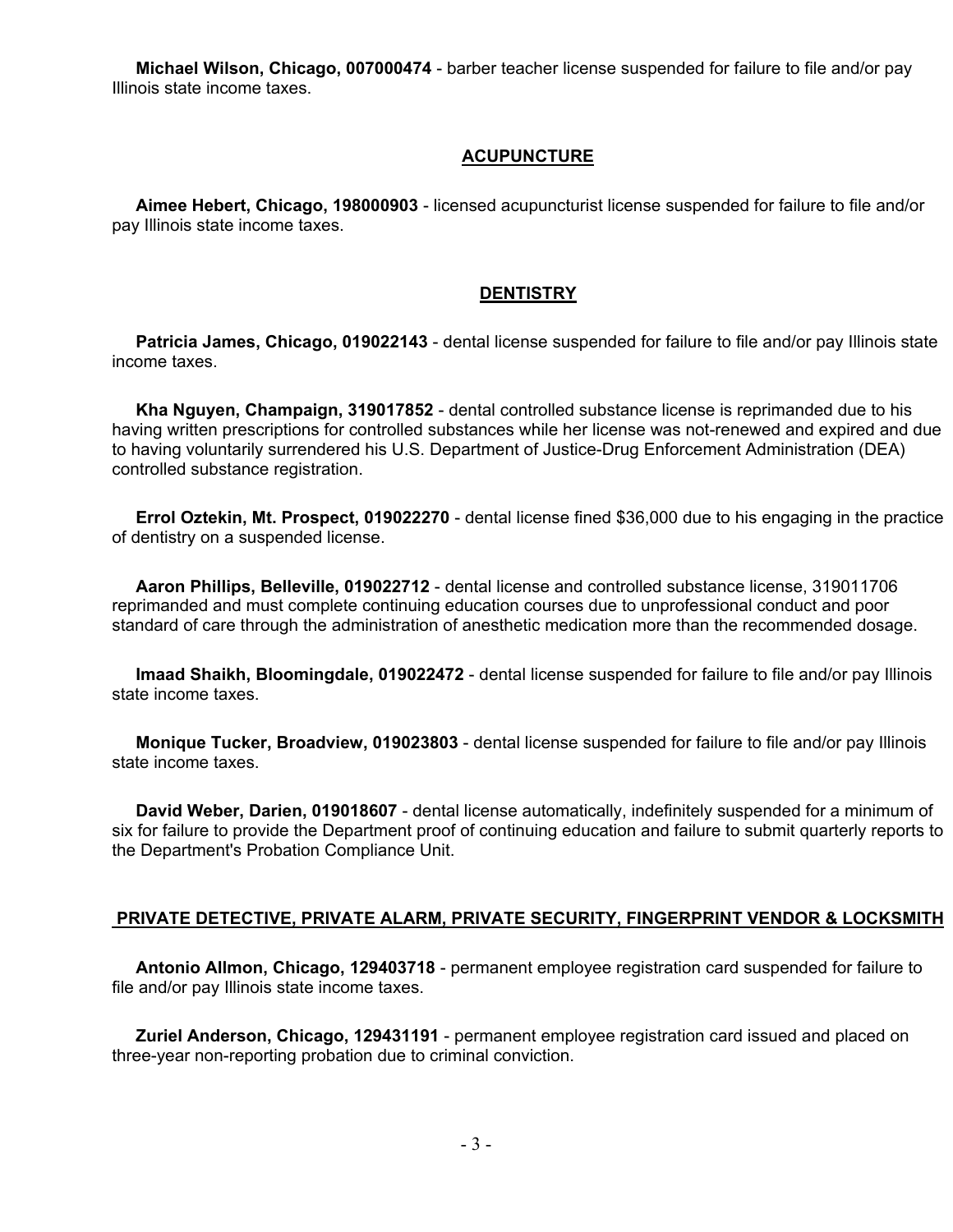**Michael Wilson, Chicago, 007000474** - barber teacher license suspended for failure to file and/or pay Illinois state income taxes.

## ACUPUNCTURE

**Aimee Hebert, Chicago, 198000903** - licensed acupuncturist license suspended for failure to file and/or pay Illinois state income taxes.

## DENTISTRY

**Patricia James, Chicago, 019022143** - dental license suspended for failure to file and/or pay Illinois state income taxes.

**Kha Nguyen, Champaign, 319017852** - dental controlled substance license is reprimanded due to his having written prescriptions for controlled substances while her license was not-renewed and expired and due to having voluntarily surrendered his U.S. Department of Justice-Drug Enforcement Administration (DEA) controlled substance registration.

**Errol Oztekin, Mt. Prospect, 019022270** - dental license fined $36,000 due to his engaging in the practice of dentistry on a suspended license.

**Aaron Phillips, Belleville, 019022712** - dental license and controlled substance license, 319011706 reprimanded and must complete continuing education courses due to unprofessional conduct and poor standard of care through the administration of anesthetic medication more than the recommended dosage.

**Imaad Shaikh, Bloomingdale, 019022472** - dental license suspended for failure to file and/or pay Illinois state income taxes.

**Monique Tucker, Broadview, 019023803** - dental license suspended for failure to file and/or pay Illinois state income taxes.

**David Weber, Darien, 019018607** - dental license automatically, indefinitely suspended for a minimum of six for failure to provide the Department proof of continuing education and failure to submit quarterly reports to the Department's Probation Compliance Unit.

## PRIVATE DETECTIVE, PRIVATE ALARM, PRIVATE SECURITY, FINGERPRINT VENDOR & LOCKSMITH

**Antonio Allmon, Chicago, 129403718** - permanent employee registration card suspended for failure to file and/or pay Illinois state income taxes.

**Zuriel Anderson, Chicago, 129431191** - permanent employee registration card issued and placed on three-year non-reporting probation due to criminal conviction.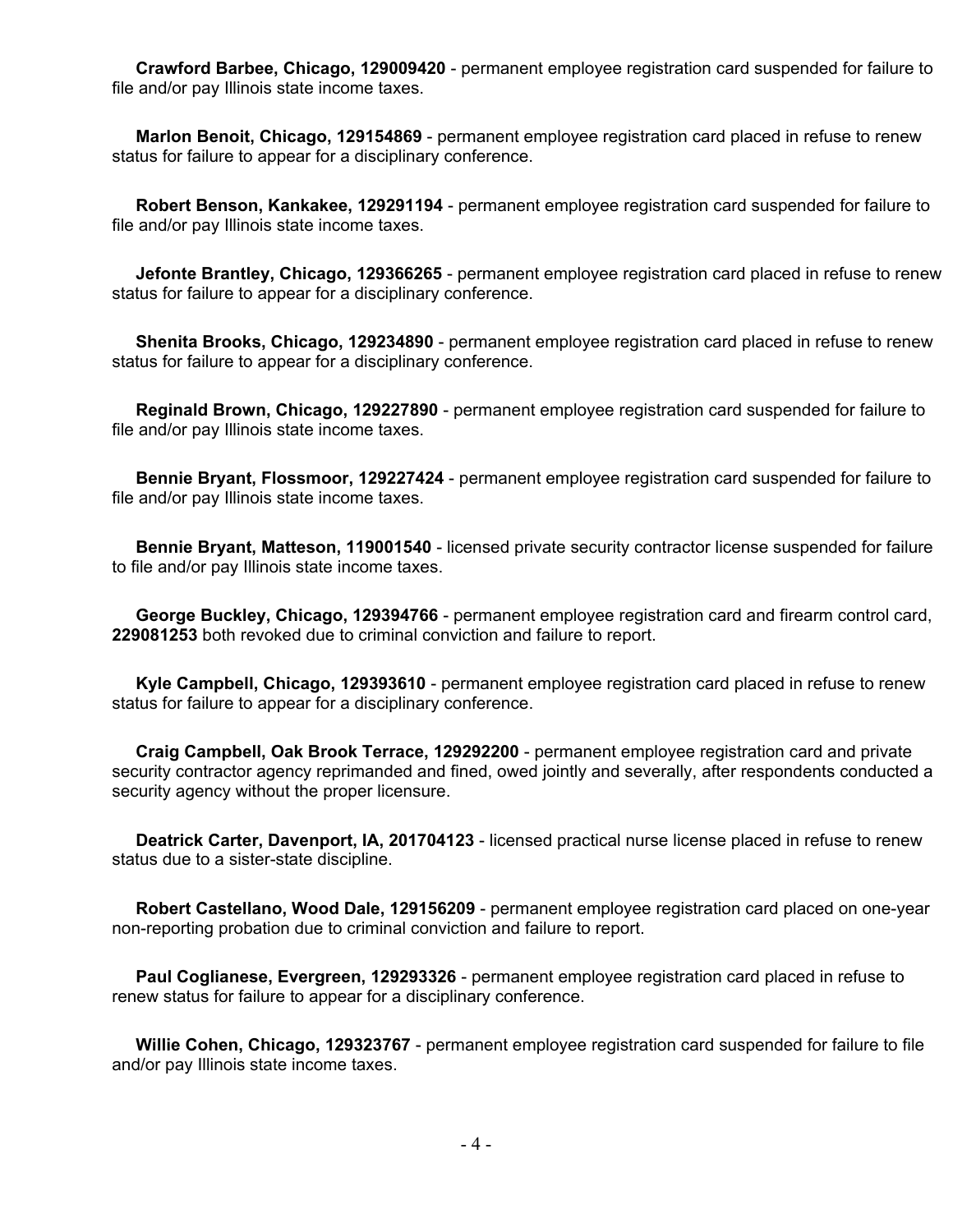**Crawford Barbee, Chicago, 129009420** - permanent employee registration card suspended for failure to file and/or pay Illinois state income taxes.

**Marlon Benoit, Chicago, 129154869** - permanent employee registration card placed in refuse to renew status for failure to appear for a disciplinary conference.

**Robert Benson, Kankakee, 129291194** - permanent employee registration card suspended for failure to file and/or pay Illinois state income taxes.

**Jefonte Brantley, Chicago, 129366265** - permanent employee registration card placed in refuse to renew status for failure to appear for a disciplinary conference.

**Shenita Brooks, Chicago, 129234890** - permanent employee registration card placed in refuse to renew status for failure to appear for a disciplinary conference.

**Reginald Brown, Chicago, 129227890** - permanent employee registration card suspended for failure to file and/or pay Illinois state income taxes.

**Bennie Bryant, Flossmoor, 129227424** - permanent employee registration card suspended for failure to file and/or pay Illinois state income taxes.

**Bennie Bryant, Matteson, 119001540** - licensed private security contractor license suspended for failure to file and/or pay Illinois state income taxes.

**George Buckley, Chicago, 129394766** - permanent employee registration card and firearm control card, **229081253** both revoked due to criminal conviction and failure to report.

**Kyle Campbell, Chicago, 129393610** - permanent employee registration card placed in refuse to renew status for failure to appear for a disciplinary conference.

**Craig Campbell, Oak Brook Terrace, 129292200** - permanent employee registration card and private security contractor agency reprimanded and fined, owed jointly and severally, after respondents conducted a security agency without the proper licensure.

**Deatrick Carter, Davenport, IA, 201704123** - licensed practical nurse license placed in refuse to renew status due to a sister-state discipline.

**Robert Castellano, Wood Dale, 129156209** - permanent employee registration card placed on one-year non-reporting probation due to criminal conviction and failure to report.

**Paul Coglianese, Evergreen, 129293326** - permanent employee registration card placed in refuse to renew status for failure to appear for a disciplinary conference.

**Willie Cohen, Chicago, 129323767** - permanent employee registration card suspended for failure to file and/or pay Illinois state income taxes.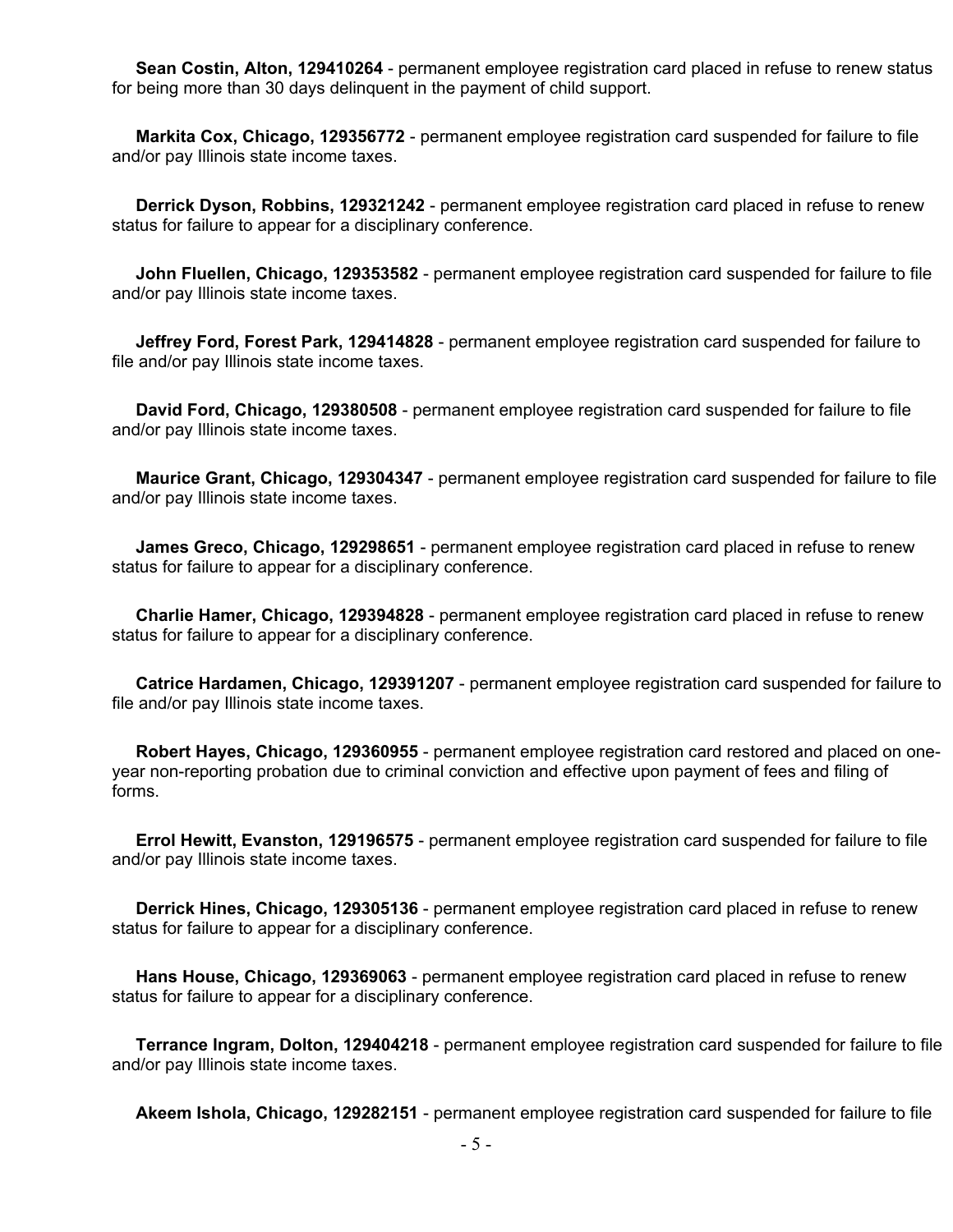**Sean Costin, Alton, 129410264** - permanent employee registration card placed in refuse to renew status for being more than 30 days delinquent in the payment of child support.

**Markita Cox, Chicago, 129356772** - permanent employee registration card suspended for failure to file and/or pay Illinois state income taxes.

**Derrick Dyson, Robbins, 129321242** - permanent employee registration card placed in refuse to renew status for failure to appear for a disciplinary conference.

**John Fluellen, Chicago, 129353582** - permanent employee registration card suspended for failure to file and/or pay Illinois state income taxes.

**Jeffrey Ford, Forest Park, 129414828** - permanent employee registration card suspended for failure to file and/or pay Illinois state income taxes.

**David Ford, Chicago, 129380508** - permanent employee registration card suspended for failure to file and/or pay Illinois state income taxes.

**Maurice Grant, Chicago, 129304347** - permanent employee registration card suspended for failure to file and/or pay Illinois state income taxes.

**James Greco, Chicago, 129298651** - permanent employee registration card placed in refuse to renew status for failure to appear for a disciplinary conference.

**Charlie Hamer, Chicago, 129394828** - permanent employee registration card placed in refuse to renew status for failure to appear for a disciplinary conference.

**Catrice Hardamen, Chicago, 129391207** - permanent employee registration card suspended for failure to file and/or pay Illinois state income taxes.

**Robert Hayes, Chicago, 129360955** - permanent employee registration card restored and placed on one-year non-reporting probation due to criminal conviction and effective upon payment of fees and filing of forms.

**Errol Hewitt, Evanston, 129196575** - permanent employee registration card suspended for failure to file and/or pay Illinois state income taxes.

**Derrick Hines, Chicago, 129305136** - permanent employee registration card placed in refuse to renew status for failure to appear for a disciplinary conference.

**Hans House, Chicago, 129369063** - permanent employee registration card placed in refuse to renew status for failure to appear for a disciplinary conference.

**Terrance Ingram, Dolton, 129404218** - permanent employee registration card suspended for failure to file and/or pay Illinois state income taxes.

**Akeem Ishola, Chicago, 129282151** - permanent employee registration card suspended for failure to file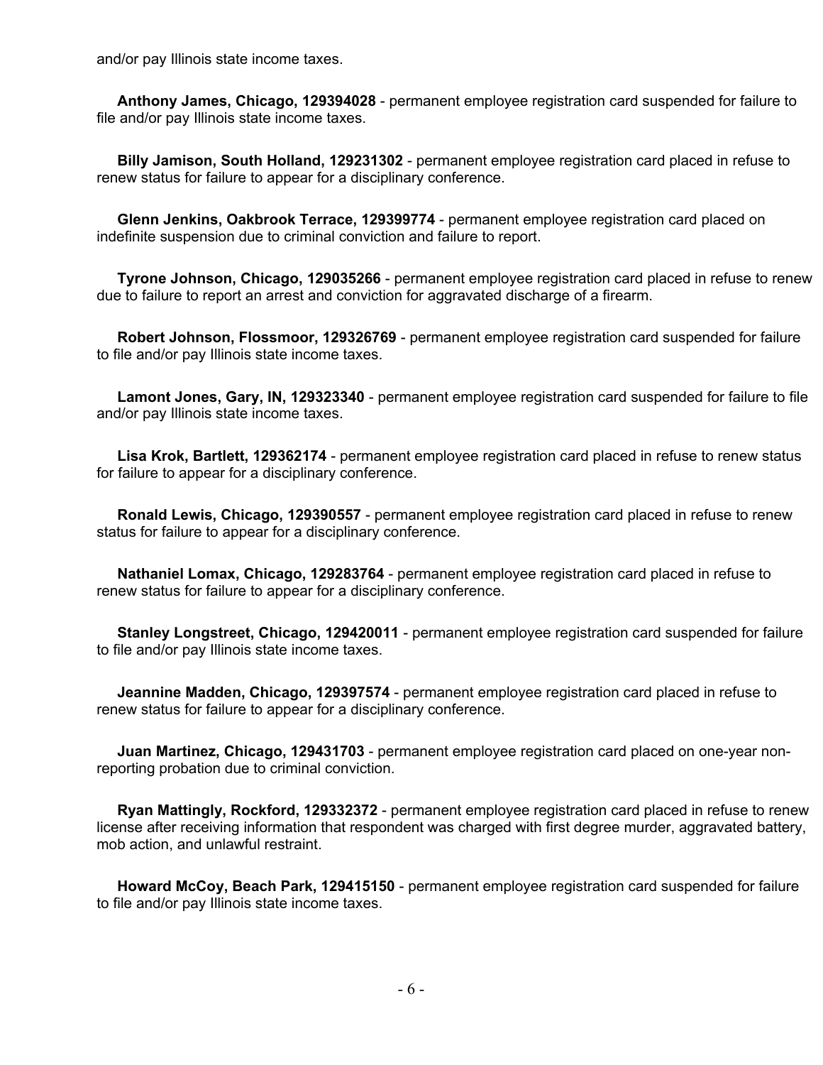and/or pay Illinois state income taxes.

**Anthony James, Chicago, 129394028** - permanent employee registration card suspended for failure to file and/or pay Illinois state income taxes.

**Billy Jamison, South Holland, 129231302** - permanent employee registration card placed in refuse to renew status for failure to appear for a disciplinary conference.

**Glenn Jenkins, Oakbrook Terrace, 129399774** - permanent employee registration card placed on indefinite suspension due to criminal conviction and failure to report.

**Tyrone Johnson, Chicago, 129035266** - permanent employee registration card placed in refuse to renew due to failure to report an arrest and conviction for aggravated discharge of a firearm.

**Robert Johnson, Flossmoor, 129326769** - permanent employee registration card suspended for failure to file and/or pay Illinois state income taxes.

**Lamont Jones, Gary, IN, 129323340** - permanent employee registration card suspended for failure to file and/or pay Illinois state income taxes.

**Lisa Krok, Bartlett, 129362174** - permanent employee registration card placed in refuse to renew status for failure to appear for a disciplinary conference.

**Ronald Lewis, Chicago, 129390557** - permanent employee registration card placed in refuse to renew status for failure to appear for a disciplinary conference.

**Nathaniel Lomax, Chicago, 129283764** - permanent employee registration card placed in refuse to renew status for failure to appear for a disciplinary conference.

**Stanley Longstreet, Chicago, 129420011** - permanent employee registration card suspended for failure to file and/or pay Illinois state income taxes.

**Jeannine Madden, Chicago, 129397574** - permanent employee registration card placed in refuse to renew status for failure to appear for a disciplinary conference.

**Juan Martinez, Chicago, 129431703** - permanent employee registration card placed on one-year non-reporting probation due to criminal conviction.

**Ryan Mattingly, Rockford, 129332372** - permanent employee registration card placed in refuse to renew license after receiving information that respondent was charged with first degree murder, aggravated battery, mob action, and unlawful restraint.

**Howard McCoy, Beach Park, 129415150** - permanent employee registration card suspended for failure to file and/or pay Illinois state income taxes.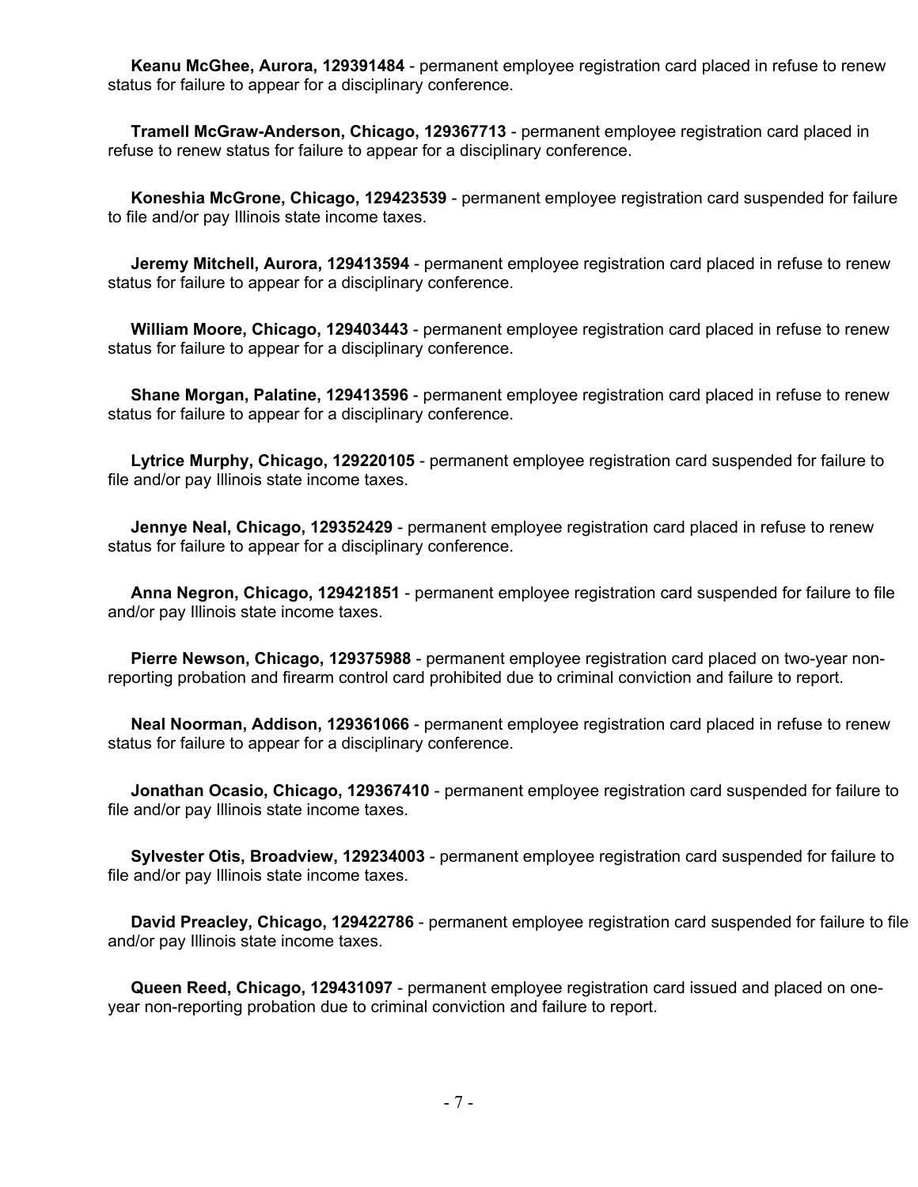**Keanu McGhee, Aurora, 129391484** - permanent employee registration card placed in refuse to renew status for failure to appear for a disciplinary conference.

**Tramell McGraw-Anderson, Chicago, 129367713** - permanent employee registration card placed in refuse to renew status for failure to appear for a disciplinary conference.

**Koneshia McGrone, Chicago, 129423539** - permanent employee registration card suspended for failure to file and/or pay Illinois state income taxes.

**Jeremy Mitchell, Aurora, 129413594** - permanent employee registration card placed in refuse to renew status for failure to appear for a disciplinary conference.

**William Moore, Chicago, 129403443** - permanent employee registration card placed in refuse to renew status for failure to appear for a disciplinary conference.

**Shane Morgan, Palatine, 129413596** - permanent employee registration card placed in refuse to renew status for failure to appear for a disciplinary conference.

**Lytrice Murphy, Chicago, 129220105** - permanent employee registration card suspended for failure to file and/or pay Illinois state income taxes.

**Jennye Neal, Chicago, 129352429** - permanent employee registration card placed in refuse to renew status for failure to appear for a disciplinary conference.

**Anna Negron, Chicago, 129421851** - permanent employee registration card suspended for failure to file and/or pay Illinois state income taxes.

**Pierre Newson, Chicago, 129375988** - permanent employee registration card placed on two-year non-reporting probation and firearm control card prohibited due to criminal conviction and failure to report.

**Neal Noorman, Addison, 129361066** - permanent employee registration card placed in refuse to renew status for failure to appear for a disciplinary conference.

**Jonathan Ocasio, Chicago, 129367410** - permanent employee registration card suspended for failure to file and/or pay Illinois state income taxes.

**Sylvester Otis, Broadview, 129234003** - permanent employee registration card suspended for failure to file and/or pay Illinois state income taxes.

**David Preacley, Chicago, 129422786** - permanent employee registration card suspended for failure to file and/or pay Illinois state income taxes.

**Queen Reed, Chicago, 129431097** - permanent employee registration card issued and placed on one-year non-reporting probation due to criminal conviction and failure to report.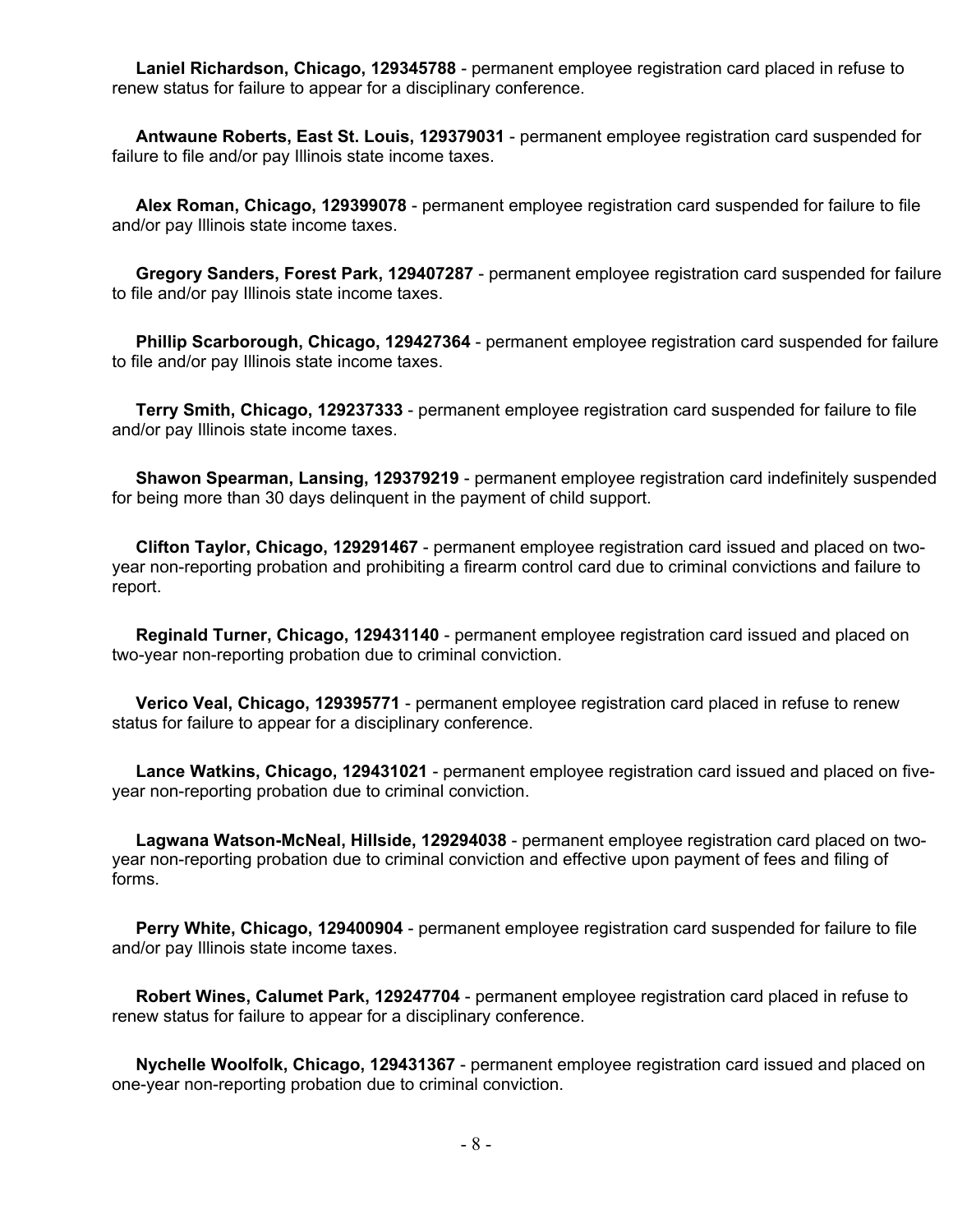**Laniel Richardson, Chicago, 129345788** - permanent employee registration card placed in refuse to renew status for failure to appear for a disciplinary conference.

**Antwaune Roberts, East St. Louis, 129379031** - permanent employee registration card suspended for failure to file and/or pay Illinois state income taxes.

**Alex Roman, Chicago, 129399078** - permanent employee registration card suspended for failure to file and/or pay Illinois state income taxes.

**Gregory Sanders, Forest Park, 129407287** - permanent employee registration card suspended for failure to file and/or pay Illinois state income taxes.

**Phillip Scarborough, Chicago, 129427364** - permanent employee registration card suspended for failure to file and/or pay Illinois state income taxes.

**Terry Smith, Chicago, 129237333** - permanent employee registration card suspended for failure to file and/or pay Illinois state income taxes.

**Shawon Spearman, Lansing, 129379219** - permanent employee registration card indefinitely suspended for being more than 30 days delinquent in the payment of child support.

**Clifton Taylor, Chicago, 129291467** - permanent employee registration card issued and placed on two-year non-reporting probation and prohibiting a firearm control card due to criminal convictions and failure to report.

**Reginald Turner, Chicago, 129431140** - permanent employee registration card issued and placed on two-year non-reporting probation due to criminal conviction.

**Verico Veal, Chicago, 129395771** - permanent employee registration card placed in refuse to renew status for failure to appear for a disciplinary conference.

**Lance Watkins, Chicago, 129431021** - permanent employee registration card issued and placed on five-year non-reporting probation due to criminal conviction.

**Lagwana Watson-McNeal, Hillside, 129294038** - permanent employee registration card placed on two-year non-reporting probation due to criminal conviction and effective upon payment of fees and filing of forms.

**Perry White, Chicago, 129400904** - permanent employee registration card suspended for failure to file and/or pay Illinois state income taxes.

**Robert Wines, Calumet Park, 129247704** - permanent employee registration card placed in refuse to renew status for failure to appear for a disciplinary conference.

**Nychelle Woolfolk, Chicago, 129431367** - permanent employee registration card issued and placed on one-year non-reporting probation due to criminal conviction.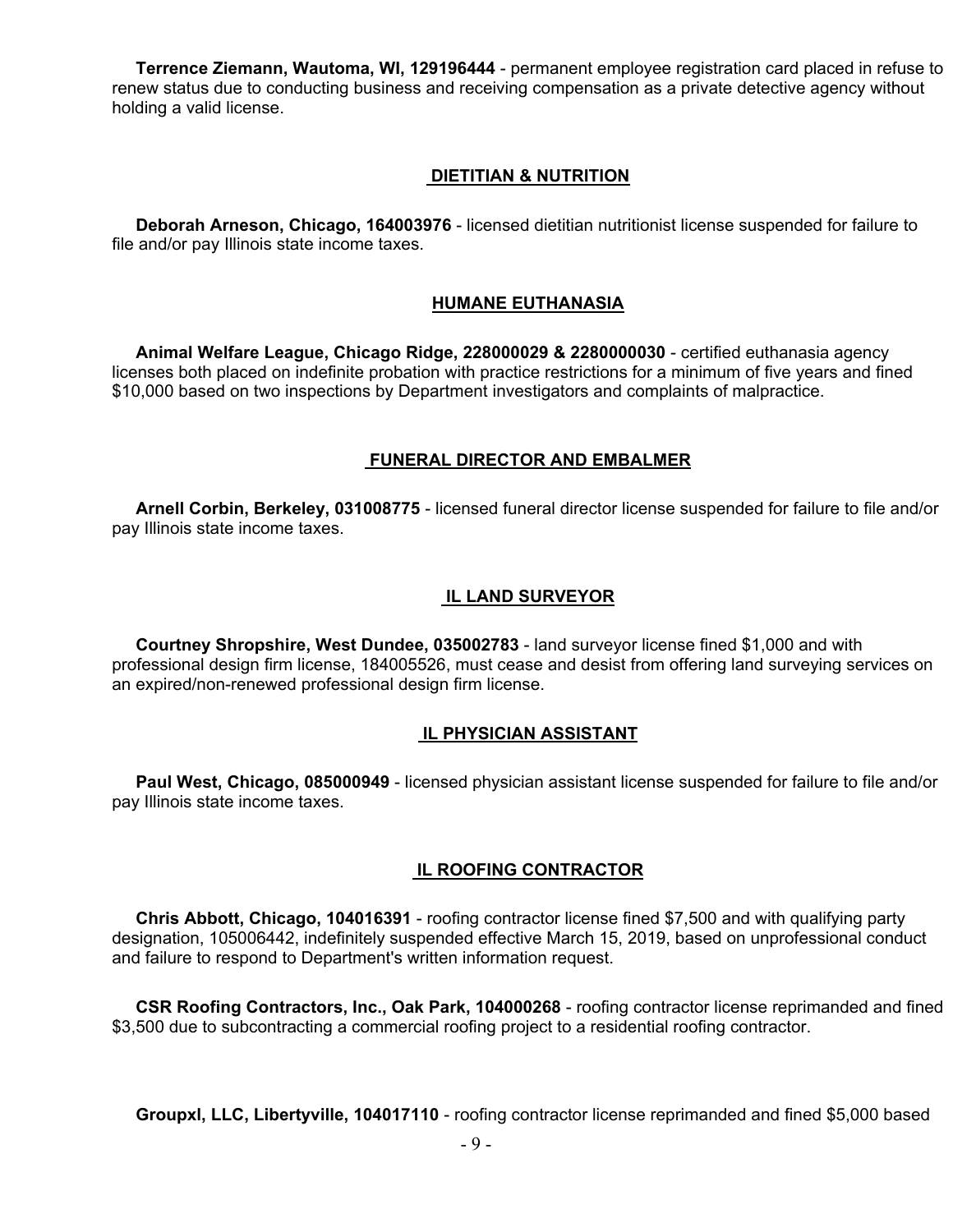**Terrence Ziemann, Wautoma, WI, 129196444** - permanent employee registration card placed in refuse to renew status due to conducting business and receiving compensation as a private detective agency without holding a valid license.

## DIETITIAN & NUTRITION

**Deborah Arneson, Chicago, 164003976** - licensed dietitian nutritionist license suspended for failure to file and/or pay Illinois state income taxes.

## HUMANE EUTHANASIA

**Animal Welfare League, Chicago Ridge, 228000029 & 2280000030** - certified euthanasia agency licenses both placed on indefinite probation with practice restrictions for a minimum of five years and fined $10,000 based on two inspections by Department investigators and complaints of malpractice.

## FUNERAL DIRECTOR AND EMBALMER

**Arnell Corbin, Berkeley, 031008775** - licensed funeral director license suspended for failure to file and/or pay Illinois state income taxes.

## IL LAND SURVEYOR

**Courtney Shropshire, West Dundee, 035002783** - land surveyor license fined $1,000 and with professional design firm license, 184005526, must cease and desist from offering land surveying services on an expired/non-renewed professional design firm license.

## IL PHYSICIAN ASSISTANT

**Paul West, Chicago, 085000949** - licensed physician assistant license suspended for failure to file and/or pay Illinois state income taxes.

## IL ROOFING CONTRACTOR

**Chris Abbott, Chicago, 104016391** - roofing contractor license fined $7,500 and with qualifying party designation, 105006442, indefinitely suspended effective March 15, 2019, based on unprofessional conduct and failure to respond to Department's written information request.

**CSR Roofing Contractors, Inc., Oak Park, 104000268** - roofing contractor license reprimanded and fined $3,500 due to subcontracting a commercial roofing project to a residential roofing contractor.

**Groupxl, LLC, Libertyville, 104017110** - roofing contractor license reprimanded and fined $5,000 based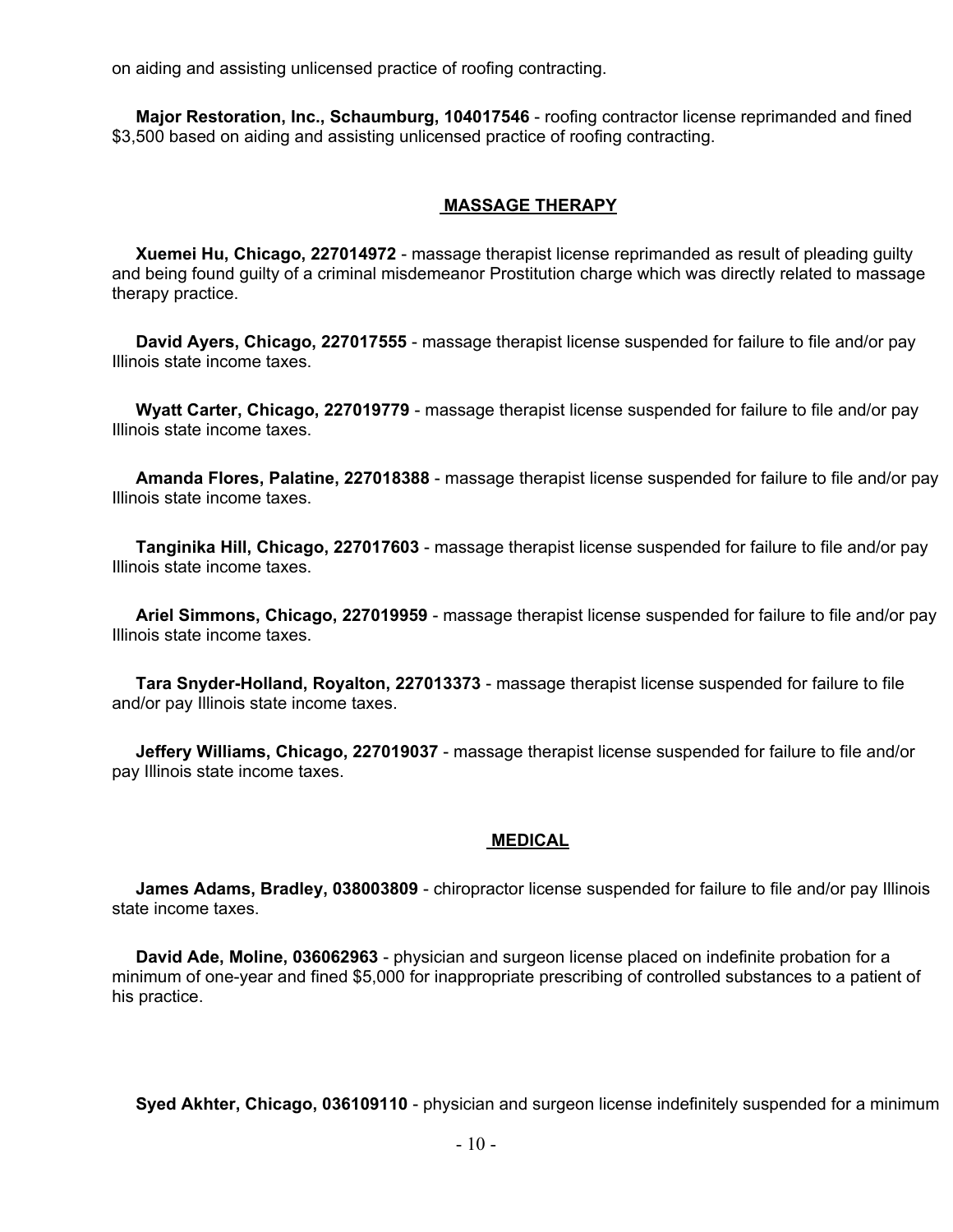on aiding and assisting unlicensed practice of roofing contracting.

**Major Restoration, Inc., Schaumburg, 104017546** - roofing contractor license reprimanded and fined $3,500 based on aiding and assisting unlicensed practice of roofing contracting.

## MASSAGE THERAPY

**Xuemei Hu, Chicago, 227014972** - massage therapist license reprimanded as result of pleading guilty and being found guilty of a criminal misdemeanor Prostitution charge which was directly related to massage therapy practice.

**David Ayers, Chicago, 227017555** - massage therapist license suspended for failure to file and/or pay Illinois state income taxes.

**Wyatt Carter, Chicago, 227019779** - massage therapist license suspended for failure to file and/or pay Illinois state income taxes.

**Amanda Flores, Palatine, 227018388** - massage therapist license suspended for failure to file and/or pay Illinois state income taxes.

**Tanginika Hill, Chicago, 227017603** - massage therapist license suspended for failure to file and/or pay Illinois state income taxes.

**Ariel Simmons, Chicago, 227019959** - massage therapist license suspended for failure to file and/or pay Illinois state income taxes.

**Tara Snyder-Holland, Royalton, 227013373** - massage therapist license suspended for failure to file and/or pay Illinois state income taxes.

**Jeffery Williams, Chicago, 227019037** - massage therapist license suspended for failure to file and/or pay Illinois state income taxes.

## MEDICAL

**James Adams, Bradley, 038003809** - chiropractor license suspended for failure to file and/or pay Illinois state income taxes.

**David Ade, Moline, 036062963** - physician and surgeon license placed on indefinite probation for a minimum of one-year and fined $5,000 for inappropriate prescribing of controlled substances to a patient of his practice.

**Syed Akhter, Chicago, 036109110** - physician and surgeon license indefinitely suspended for a minimum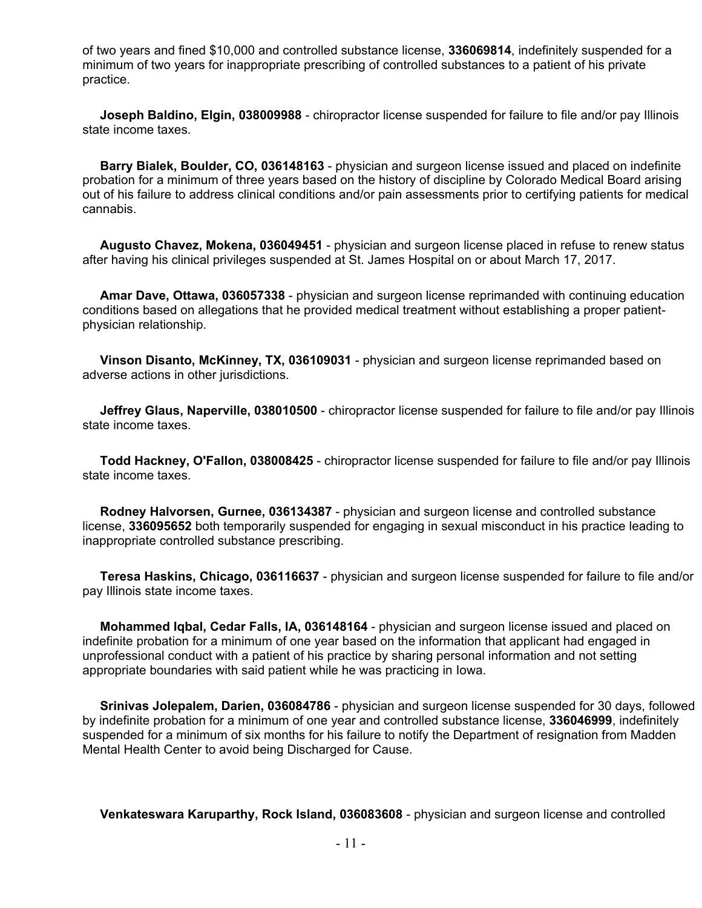of two years and fined $10,000 and controlled substance license, **336069814**, indefinitely suspended for a minimum of two years for inappropriate prescribing of controlled substances to a patient of his private practice.

**Joseph Baldino, Elgin, 038009988** - chiropractor license suspended for failure to file and/or pay Illinois state income taxes.

**Barry Bialek, Boulder, CO, 036148163** - physician and surgeon license issued and placed on indefinite probation for a minimum of three years based on the history of discipline by Colorado Medical Board arising out of his failure to address clinical conditions and/or pain assessments prior to certifying patients for medical cannabis.

**Augusto Chavez, Mokena, 036049451** - physician and surgeon license placed in refuse to renew status after having his clinical privileges suspended at St. James Hospital on or about March 17, 2017.

**Amar Dave, Ottawa, 036057338** - physician and surgeon license reprimanded with continuing education conditions based on allegations that he provided medical treatment without establishing a proper patient-physician relationship.

**Vinson Disanto, McKinney, TX, 036109031** - physician and surgeon license reprimanded based on adverse actions in other jurisdictions.

**Jeffrey Glaus, Naperville, 038010500** - chiropractor license suspended for failure to file and/or pay Illinois state income taxes.

**Todd Hackney, O'Fallon, 038008425** - chiropractor license suspended for failure to file and/or pay Illinois state income taxes.

**Rodney Halvorsen, Gurnee, 036134387** - physician and surgeon license and controlled substance license, **336095652** both temporarily suspended for engaging in sexual misconduct in his practice leading to inappropriate controlled substance prescribing.

**Teresa Haskins, Chicago, 036116637** - physician and surgeon license suspended for failure to file and/or pay Illinois state income taxes.

**Mohammed Iqbal, Cedar Falls, IA, 036148164** - physician and surgeon license issued and placed on indefinite probation for a minimum of one year based on the information that applicant had engaged in unprofessional conduct with a patient of his practice by sharing personal information and not setting appropriate boundaries with said patient while he was practicing in Iowa.

**Srinivas Jolepalem, Darien, 036084786** - physician and surgeon license suspended for 30 days, followed by indefinite probation for a minimum of one year and controlled substance license, **336046999**, indefinitely suspended for a minimum of six months for his failure to notify the Department of resignation from Madden Mental Health Center to avoid being Discharged for Cause.

**Venkateswara Karuparthy, Rock Island, 036083608** - physician and surgeon license and controlled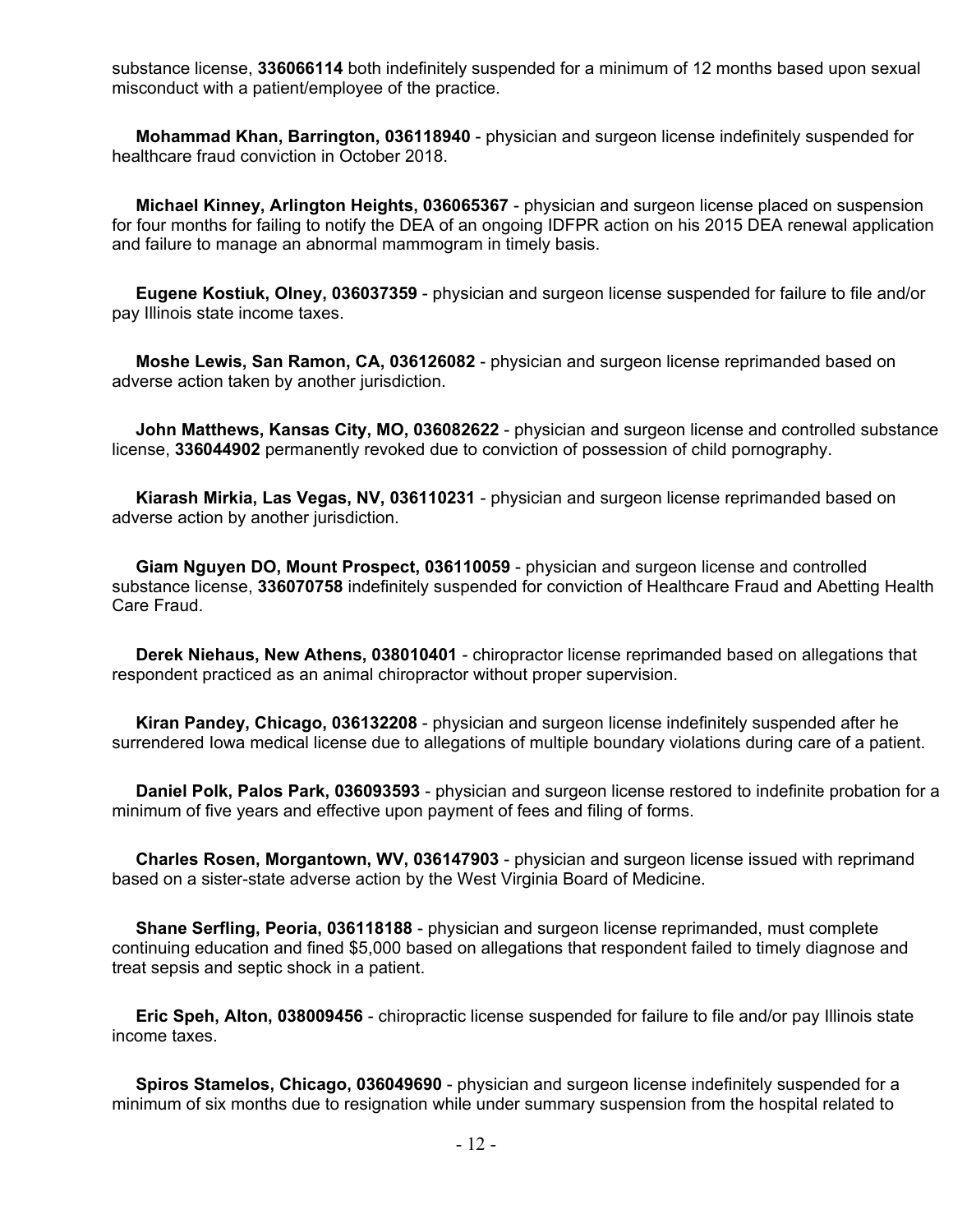substance license, **336066114** both indefinitely suspended for a minimum of 12 months based upon sexual misconduct with a patient/employee of the practice.

**Mohammad Khan, Barrington, 036118940** - physician and surgeon license indefinitely suspended for healthcare fraud conviction in October 2018.

**Michael Kinney, Arlington Heights, 036065367** - physician and surgeon license placed on suspension for four months for failing to notify the DEA of an ongoing IDFPR action on his 2015 DEA renewal application and failure to manage an abnormal mammogram in timely basis.

**Eugene Kostiuk, Olney, 036037359** - physician and surgeon license suspended for failure to file and/or pay Illinois state income taxes.

**Moshe Lewis, San Ramon, CA, 036126082** - physician and surgeon license reprimanded based on adverse action taken by another jurisdiction.

**John Matthews, Kansas City, MO, 036082622** - physician and surgeon license and controlled substance license, **336044902** permanently revoked due to conviction of possession of child pornography.

**Kiarash Mirkia, Las Vegas, NV, 036110231** - physician and surgeon license reprimanded based on adverse action by another jurisdiction.

**Giam Nguyen DO, Mount Prospect, 036110059** - physician and surgeon license and controlled substance license, **336070758** indefinitely suspended for conviction of Healthcare Fraud and Abetting Health Care Fraud.

**Derek Niehaus, New Athens, 038010401** - chiropractor license reprimanded based on allegations that respondent practiced as an animal chiropractor without proper supervision.

**Kiran Pandey, Chicago, 036132208** - physician and surgeon license indefinitely suspended after he surrendered Iowa medical license due to allegations of multiple boundary violations during care of a patient.

**Daniel Polk, Palos Park, 036093593** - physician and surgeon license restored to indefinite probation for a minimum of five years and effective upon payment of fees and filing of forms.

**Charles Rosen, Morgantown, WV, 036147903** - physician and surgeon license issued with reprimand based on a sister-state adverse action by the West Virginia Board of Medicine.

**Shane Serfling, Peoria, 036118188** - physician and surgeon license reprimanded, must complete continuing education and fined $5,000 based on allegations that respondent failed to timely diagnose and treat sepsis and septic shock in a patient.

**Eric Speh, Alton, 038009456** - chiropractic license suspended for failure to file and/or pay Illinois state income taxes.

**Spiros Stamelos, Chicago, 036049690** - physician and surgeon license indefinitely suspended for a minimum of six months due to resignation while under summary suspension from the hospital related to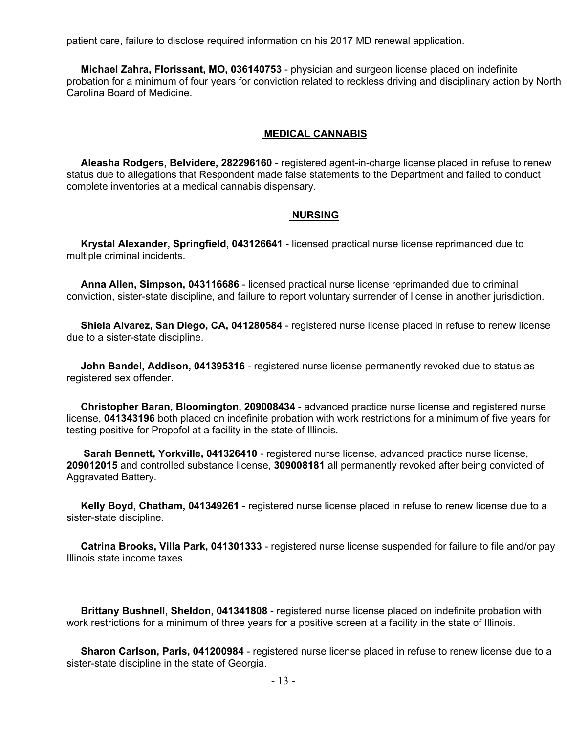patient care, failure to disclose required information on his 2017 MD renewal application.

**Michael Zahra, Florissant, MO, 036140753** - physician and surgeon license placed on indefinite probation for a minimum of four years for conviction related to reckless driving and disciplinary action by North Carolina Board of Medicine.

## MEDICAL CANNABIS

**Aleasha Rodgers, Belvidere, 282296160** - registered agent-in-charge license placed in refuse to renew status due to allegations that Respondent made false statements to the Department and failed to conduct complete inventories at a medical cannabis dispensary.

## NURSING

**Krystal Alexander, Springfield, 043126641** - licensed practical nurse license reprimanded due to multiple criminal incidents.

**Anna Allen, Simpson, 043116686** - licensed practical nurse license reprimanded due to criminal conviction, sister-state discipline, and failure to report voluntary surrender of license in another jurisdiction.

**Shiela Alvarez, San Diego, CA, 041280584** - registered nurse license placed in refuse to renew license due to a sister-state discipline.

**John Bandel, Addison, 041395316** - registered nurse license permanently revoked due to status as registered sex offender.

**Christopher Baran, Bloomington, 209008434** - advanced practice nurse license and registered nurse license, **041343196** both placed on indefinite probation with work restrictions for a minimum of five years for testing positive for Propofol at a facility in the state of Illinois.

**Sarah Bennett, Yorkville, 041326410** - registered nurse license, advanced practice nurse license, **209012015** and controlled substance license, **309008181** all permanently revoked after being convicted of Aggravated Battery.

**Kelly Boyd, Chatham, 041349261** - registered nurse license placed in refuse to renew license due to a sister-state discipline.

**Catrina Brooks, Villa Park, 041301333** - registered nurse license suspended for failure to file and/or pay Illinois state income taxes.

**Brittany Bushnell, Sheldon, 041341808** - registered nurse license placed on indefinite probation with work restrictions for a minimum of three years for a positive screen at a facility in the state of Illinois.

**Sharon Carlson, Paris, 041200984** - registered nurse license placed in refuse to renew license due to a sister-state discipline in the state of Georgia.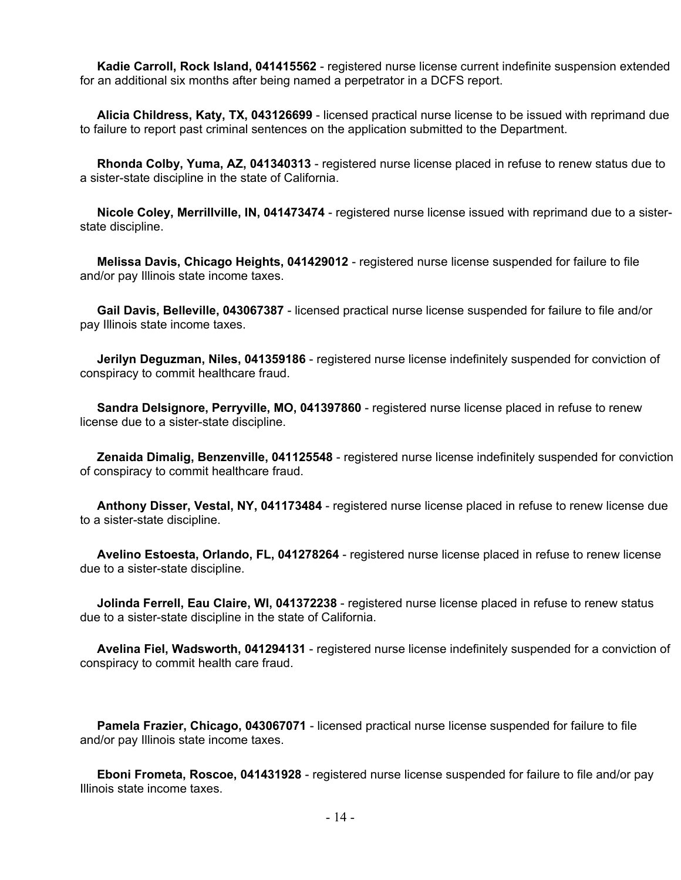**Kadie Carroll, Rock Island, 041415562** - registered nurse license current indefinite suspension extended for an additional six months after being named a perpetrator in a DCFS report.

**Alicia Childress, Katy, TX, 043126699** - licensed practical nurse license to be issued with reprimand due to failure to report past criminal sentences on the application submitted to the Department.

**Rhonda Colby, Yuma, AZ, 041340313** - registered nurse license placed in refuse to renew status due to a sister-state discipline in the state of California.

**Nicole Coley, Merrillville, IN, 041473474** - registered nurse license issued with reprimand due to a sister-state discipline.

**Melissa Davis, Chicago Heights, 041429012** - registered nurse license suspended for failure to file and/or pay Illinois state income taxes.

**Gail Davis, Belleville, 043067387** - licensed practical nurse license suspended for failure to file and/or pay Illinois state income taxes.

**Jerilyn Deguzman, Niles, 041359186** - registered nurse license indefinitely suspended for conviction of conspiracy to commit healthcare fraud.

**Sandra Delsignore, Perryville, MO, 041397860** - registered nurse license placed in refuse to renew license due to a sister-state discipline.

**Zenaida Dimalig, Benzenville, 041125548** - registered nurse license indefinitely suspended for conviction of conspiracy to commit healthcare fraud.

**Anthony Disser, Vestal, NY, 041173484** - registered nurse license placed in refuse to renew license due to a sister-state discipline.

**Avelino Estoesta, Orlando, FL, 041278264** - registered nurse license placed in refuse to renew license due to a sister-state discipline.

**Jolinda Ferrell, Eau Claire, WI, 041372238** - registered nurse license placed in refuse to renew status due to a sister-state discipline in the state of California.

**Avelina Fiel, Wadsworth, 041294131** - registered nurse license indefinitely suspended for a conviction of conspiracy to commit health care fraud.

**Pamela Frazier, Chicago, 043067071** - licensed practical nurse license suspended for failure to file and/or pay Illinois state income taxes.

**Eboni Frometa, Roscoe, 041431928** - registered nurse license suspended for failure to file and/or pay Illinois state income taxes.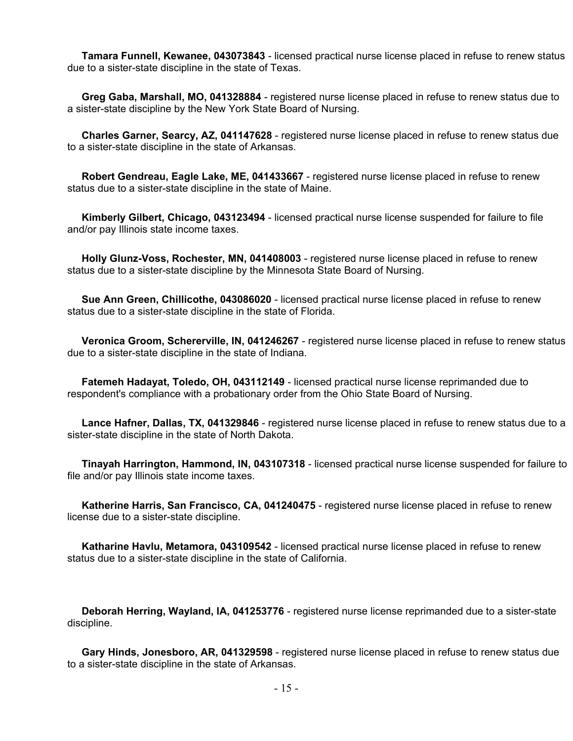**Tamara Funnell, Kewanee, 043073843** - licensed practical nurse license placed in refuse to renew status due to a sister-state discipline in the state of Texas.

**Greg Gaba, Marshall, MO, 041328884** - registered nurse license placed in refuse to renew status due to a sister-state discipline by the New York State Board of Nursing.

**Charles Garner, Searcy, AZ, 041147628** - registered nurse license placed in refuse to renew status due to a sister-state discipline in the state of Arkansas.

**Robert Gendreau, Eagle Lake, ME, 041433667** - registered nurse license placed in refuse to renew status due to a sister-state discipline in the state of Maine.

**Kimberly Gilbert, Chicago, 043123494** - licensed practical nurse license suspended for failure to file and/or pay Illinois state income taxes.

**Holly Glunz-Voss, Rochester, MN, 041408003** - registered nurse license placed in refuse to renew status due to a sister-state discipline by the Minnesota State Board of Nursing.

**Sue Ann Green, Chillicothe, 043086020** - licensed practical nurse license placed in refuse to renew status due to a sister-state discipline in the state of Florida.

**Veronica Groom, Schererville, IN, 041246267** - registered nurse license placed in refuse to renew status due to a sister-state discipline in the state of Indiana.

**Fatemeh Hadayat, Toledo, OH, 043112149** - licensed practical nurse license reprimanded due to respondent's compliance with a probationary order from the Ohio State Board of Nursing.

**Lance Hafner, Dallas, TX, 041329846** - registered nurse license placed in refuse to renew status due to a sister-state discipline in the state of North Dakota.

**Tinayah Harrington, Hammond, IN, 043107318** - licensed practical nurse license suspended for failure to file and/or pay Illinois state income taxes.

**Katherine Harris, San Francisco, CA, 041240475** - registered nurse license placed in refuse to renew license due to a sister-state discipline.

**Katharine Havlu, Metamora, 043109542** - licensed practical nurse license placed in refuse to renew status due to a sister-state discipline in the state of California.

**Deborah Herring, Wayland, IA, 041253776** - registered nurse license reprimanded due to a sister-state discipline.

**Gary Hinds, Jonesboro, AR, 041329598** - registered nurse license placed in refuse to renew status due to a sister-state discipline in the state of Arkansas.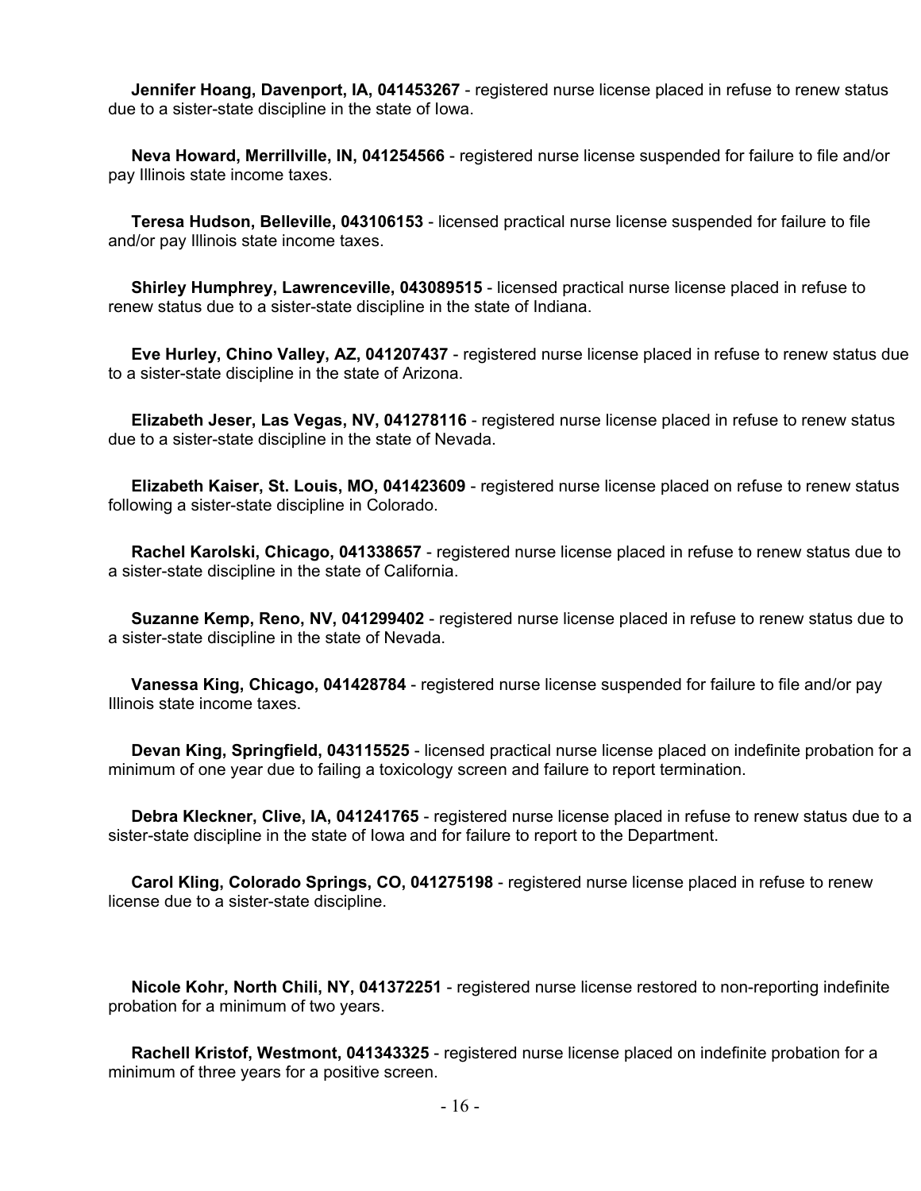**Jennifer Hoang, Davenport, IA, 041453267** - registered nurse license placed in refuse to renew status due to a sister-state discipline in the state of Iowa.

**Neva Howard, Merrillville, IN, 041254566** - registered nurse license suspended for failure to file and/or pay Illinois state income taxes.

**Teresa Hudson, Belleville, 043106153** - licensed practical nurse license suspended for failure to file and/or pay Illinois state income taxes.

**Shirley Humphrey, Lawrenceville, 043089515** - licensed practical nurse license placed in refuse to renew status due to a sister-state discipline in the state of Indiana.

**Eve Hurley, Chino Valley, AZ, 041207437** - registered nurse license placed in refuse to renew status due to a sister-state discipline in the state of Arizona.

**Elizabeth Jeser, Las Vegas, NV, 041278116** - registered nurse license placed in refuse to renew status due to a sister-state discipline in the state of Nevada.

**Elizabeth Kaiser, St. Louis, MO, 041423609** - registered nurse license placed on refuse to renew status following a sister-state discipline in Colorado.

**Rachel Karolski, Chicago, 041338657** - registered nurse license placed in refuse to renew status due to a sister-state discipline in the state of California.

**Suzanne Kemp, Reno, NV, 041299402** - registered nurse license placed in refuse to renew status due to a sister-state discipline in the state of Nevada.

**Vanessa King, Chicago, 041428784** - registered nurse license suspended for failure to file and/or pay Illinois state income taxes.

**Devan King, Springfield, 043115525** - licensed practical nurse license placed on indefinite probation for a minimum of one year due to failing a toxicology screen and failure to report termination.

**Debra Kleckner, Clive, IA, 041241765** - registered nurse license placed in refuse to renew status due to a sister-state discipline in the state of Iowa and for failure to report to the Department.

**Carol Kling, Colorado Springs, CO, 041275198** - registered nurse license placed in refuse to renew license due to a sister-state discipline.

**Nicole Kohr, North Chili, NY, 041372251** - registered nurse license restored to non-reporting indefinite probation for a minimum of two years.

**Rachell Kristof, Westmont, 041343325** - registered nurse license placed on indefinite probation for a minimum of three years for a positive screen.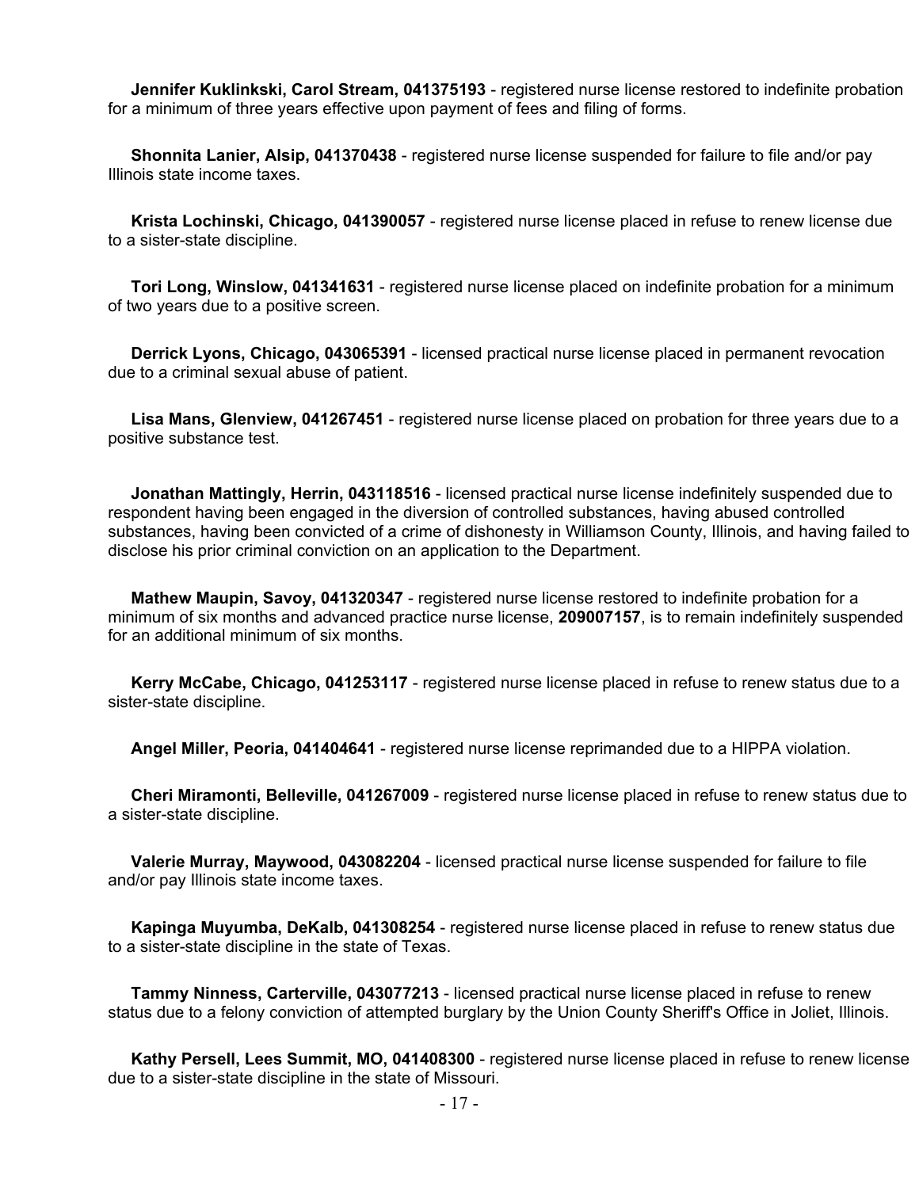**Jennifer Kuklinkski, Carol Stream, 041375193** - registered nurse license restored to indefinite probation for a minimum of three years effective upon payment of fees and filing of forms.

**Shonnita Lanier, Alsip, 041370438** - registered nurse license suspended for failure to file and/or pay Illinois state income taxes.

**Krista Lochinski, Chicago, 041390057** - registered nurse license placed in refuse to renew license due to a sister-state discipline.

**Tori Long, Winslow, 041341631** - registered nurse license placed on indefinite probation for a minimum of two years due to a positive screen.

**Derrick Lyons, Chicago, 043065391** - licensed practical nurse license placed in permanent revocation due to a criminal sexual abuse of patient.

**Lisa Mans, Glenview, 041267451** - registered nurse license placed on probation for three years due to a positive substance test.

**Jonathan Mattingly, Herrin, 043118516** - licensed practical nurse license indefinitely suspended due to respondent having been engaged in the diversion of controlled substances, having abused controlled substances, having been convicted of a crime of dishonesty in Williamson County, Illinois, and having failed to disclose his prior criminal conviction on an application to the Department.

**Mathew Maupin, Savoy, 041320347** - registered nurse license restored to indefinite probation for a minimum of six months and advanced practice nurse license, **209007157**, is to remain indefinitely suspended for an additional minimum of six months.

**Kerry McCabe, Chicago, 041253117** - registered nurse license placed in refuse to renew status due to a sister-state discipline.

**Angel Miller, Peoria, 041404641** - registered nurse license reprimanded due to a HIPPA violation.

**Cheri Miramonti, Belleville, 041267009** - registered nurse license placed in refuse to renew status due to a sister-state discipline.

**Valerie Murray, Maywood, 043082204** - licensed practical nurse license suspended for failure to file and/or pay Illinois state income taxes.

**Kapinga Muyumba, DeKalb, 041308254** - registered nurse license placed in refuse to renew status due to a sister-state discipline in the state of Texas.

**Tammy Ninness, Carterville, 043077213** - licensed practical nurse license placed in refuse to renew status due to a felony conviction of attempted burglary by the Union County Sheriff's Office in Joliet, Illinois.

**Kathy Persell, Lees Summit, MO, 041408300** - registered nurse license placed in refuse to renew license due to a sister-state discipline in the state of Missouri.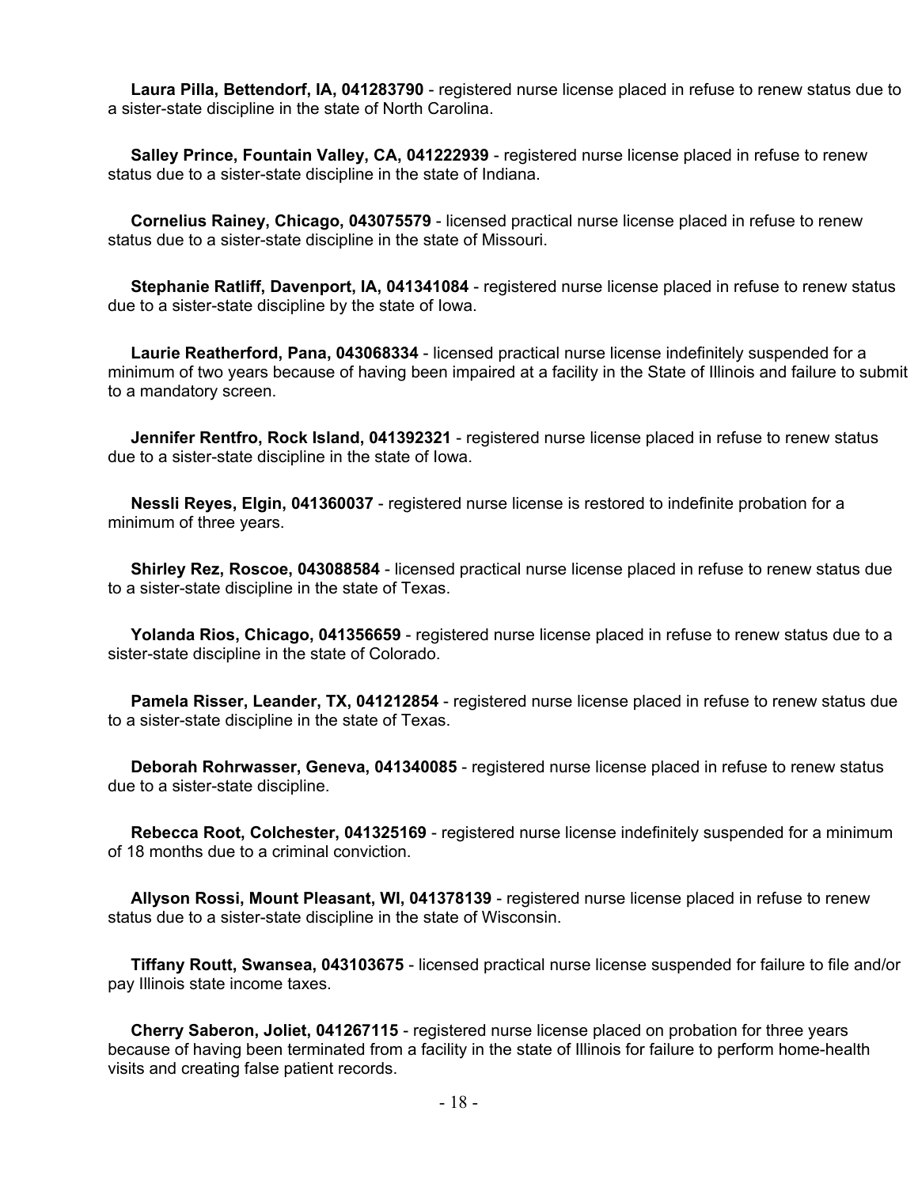**Laura Pilla, Bettendorf, IA, 041283790** - registered nurse license placed in refuse to renew status due to a sister-state discipline in the state of North Carolina.

**Salley Prince, Fountain Valley, CA, 041222939** - registered nurse license placed in refuse to renew status due to a sister-state discipline in the state of Indiana.

**Cornelius Rainey, Chicago, 043075579** - licensed practical nurse license placed in refuse to renew status due to a sister-state discipline in the state of Missouri.

**Stephanie Ratliff, Davenport, IA, 041341084** - registered nurse license placed in refuse to renew status due to a sister-state discipline by the state of Iowa.

**Laurie Reatherford, Pana, 043068334** - licensed practical nurse license indefinitely suspended for a minimum of two years because of having been impaired at a facility in the State of Illinois and failure to submit to a mandatory screen.

**Jennifer Rentfro, Rock Island, 041392321** - registered nurse license placed in refuse to renew status due to a sister-state discipline in the state of Iowa.

**Nessli Reyes, Elgin, 041360037** - registered nurse license is restored to indefinite probation for a minimum of three years.

**Shirley Rez, Roscoe, 043088584** - licensed practical nurse license placed in refuse to renew status due to a sister-state discipline in the state of Texas.

**Yolanda Rios, Chicago, 041356659** - registered nurse license placed in refuse to renew status due to a sister-state discipline in the state of Colorado.

**Pamela Risser, Leander, TX, 041212854** - registered nurse license placed in refuse to renew status due to a sister-state discipline in the state of Texas.

**Deborah Rohrwasser, Geneva, 041340085** - registered nurse license placed in refuse to renew status due to a sister-state discipline.

**Rebecca Root, Colchester, 041325169** - registered nurse license indefinitely suspended for a minimum of 18 months due to a criminal conviction.

**Allyson Rossi, Mount Pleasant, WI, 041378139** - registered nurse license placed in refuse to renew status due to a sister-state discipline in the state of Wisconsin.

**Tiffany Routt, Swansea, 043103675** - licensed practical nurse license suspended for failure to file and/or pay Illinois state income taxes.

**Cherry Saberon, Joliet, 041267115** - registered nurse license placed on probation for three years because of having been terminated from a facility in the state of Illinois for failure to perform home-health visits and creating false patient records.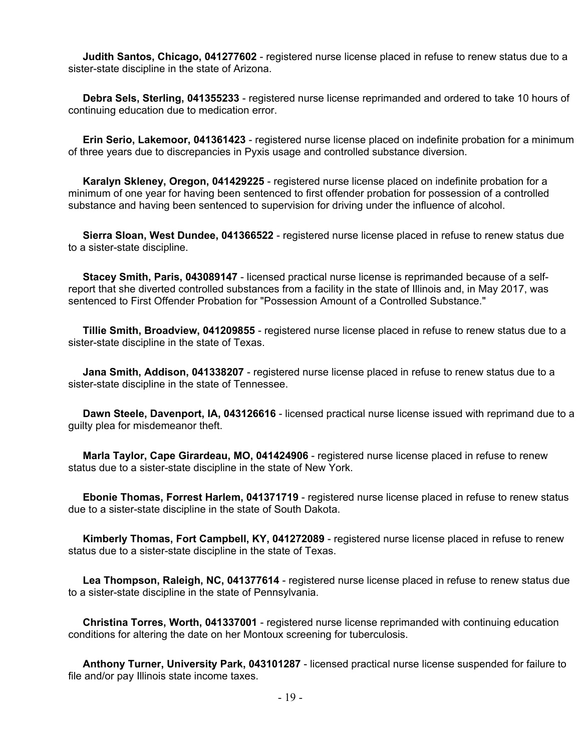**Judith Santos, Chicago, 041277602** - registered nurse license placed in refuse to renew status due to a sister-state discipline in the state of Arizona.

**Debra Sels, Sterling, 041355233** - registered nurse license reprimanded and ordered to take 10 hours of continuing education due to medication error.

**Erin Serio, Lakemoor, 041361423** - registered nurse license placed on indefinite probation for a minimum of three years due to discrepancies in Pyxis usage and controlled substance diversion.

**Karalyn Skleney, Oregon, 041429225** - registered nurse license placed on indefinite probation for a minimum of one year for having been sentenced to first offender probation for possession of a controlled substance and having been sentenced to supervision for driving under the influence of alcohol.

**Sierra Sloan, West Dundee, 041366522** - registered nurse license placed in refuse to renew status due to a sister-state discipline.

**Stacey Smith, Paris, 043089147** - licensed practical nurse license is reprimanded because of a self-report that she diverted controlled substances from a facility in the state of Illinois and, in May 2017, was sentenced to First Offender Probation for "Possession Amount of a Controlled Substance."

**Tillie Smith, Broadview, 041209855** - registered nurse license placed in refuse to renew status due to a sister-state discipline in the state of Texas.

**Jana Smith, Addison, 041338207** - registered nurse license placed in refuse to renew status due to a sister-state discipline in the state of Tennessee.

**Dawn Steele, Davenport, IA, 043126616** - licensed practical nurse license issued with reprimand due to a guilty plea for misdemeanor theft.

**Marla Taylor, Cape Girardeau, MO, 041424906** - registered nurse license placed in refuse to renew status due to a sister-state discipline in the state of New York.

**Ebonie Thomas, Forrest Harlem, 041371719** - registered nurse license placed in refuse to renew status due to a sister-state discipline in the state of South Dakota.

**Kimberly Thomas, Fort Campbell, KY, 041272089** - registered nurse license placed in refuse to renew status due to a sister-state discipline in the state of Texas.

**Lea Thompson, Raleigh, NC, 041377614** - registered nurse license placed in refuse to renew status due to a sister-state discipline in the state of Pennsylvania.

**Christina Torres, Worth, 041337001** - registered nurse license reprimanded with continuing education conditions for altering the date on her Montoux screening for tuberculosis.

**Anthony Turner, University Park, 043101287** - licensed practical nurse license suspended for failure to file and/or pay Illinois state income taxes.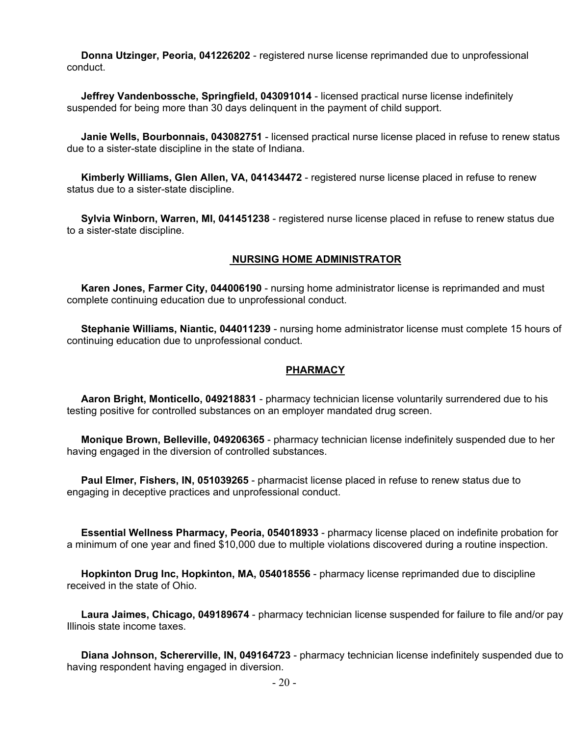**Donna Utzinger, Peoria, 041226202** - registered nurse license reprimanded due to unprofessional conduct.

**Jeffrey Vandenbossche, Springfield, 043091014** - licensed practical nurse license indefinitely suspended for being more than 30 days delinquent in the payment of child support.

**Janie Wells, Bourbonnais, 043082751** - licensed practical nurse license placed in refuse to renew status due to a sister-state discipline in the state of Indiana.

**Kimberly Williams, Glen Allen, VA, 041434472** - registered nurse license placed in refuse to renew status due to a sister-state discipline.

**Sylvia Winborn, Warren, MI, 041451238** - registered nurse license placed in refuse to renew status due to a sister-state discipline.

## NURSING HOME ADMINISTRATOR

**Karen Jones, Farmer City, 044006190** - nursing home administrator license is reprimanded and must complete continuing education due to unprofessional conduct.

**Stephanie Williams, Niantic, 044011239** - nursing home administrator license must complete 15 hours of continuing education due to unprofessional conduct.

## PHARMACY

**Aaron Bright, Monticello, 049218831** - pharmacy technician license voluntarily surrendered due to his testing positive for controlled substances on an employer mandated drug screen.

**Monique Brown, Belleville, 049206365** - pharmacy technician license indefinitely suspended due to her having engaged in the diversion of controlled substances.

**Paul Elmer, Fishers, IN, 051039265** - pharmacist license placed in refuse to renew status due to engaging in deceptive practices and unprofessional conduct.

**Essential Wellness Pharmacy, Peoria, 054018933** - pharmacy license placed on indefinite probation for a minimum of one year and fined $10,000 due to multiple violations discovered during a routine inspection.

**Hopkinton Drug Inc, Hopkinton, MA, 054018556** - pharmacy license reprimanded due to discipline received in the state of Ohio.

**Laura Jaimes, Chicago, 049189674** - pharmacy technician license suspended for failure to file and/or pay Illinois state income taxes.

**Diana Johnson, Schererville, IN, 049164723** - pharmacy technician license indefinitely suspended due to having respondent having engaged in diversion.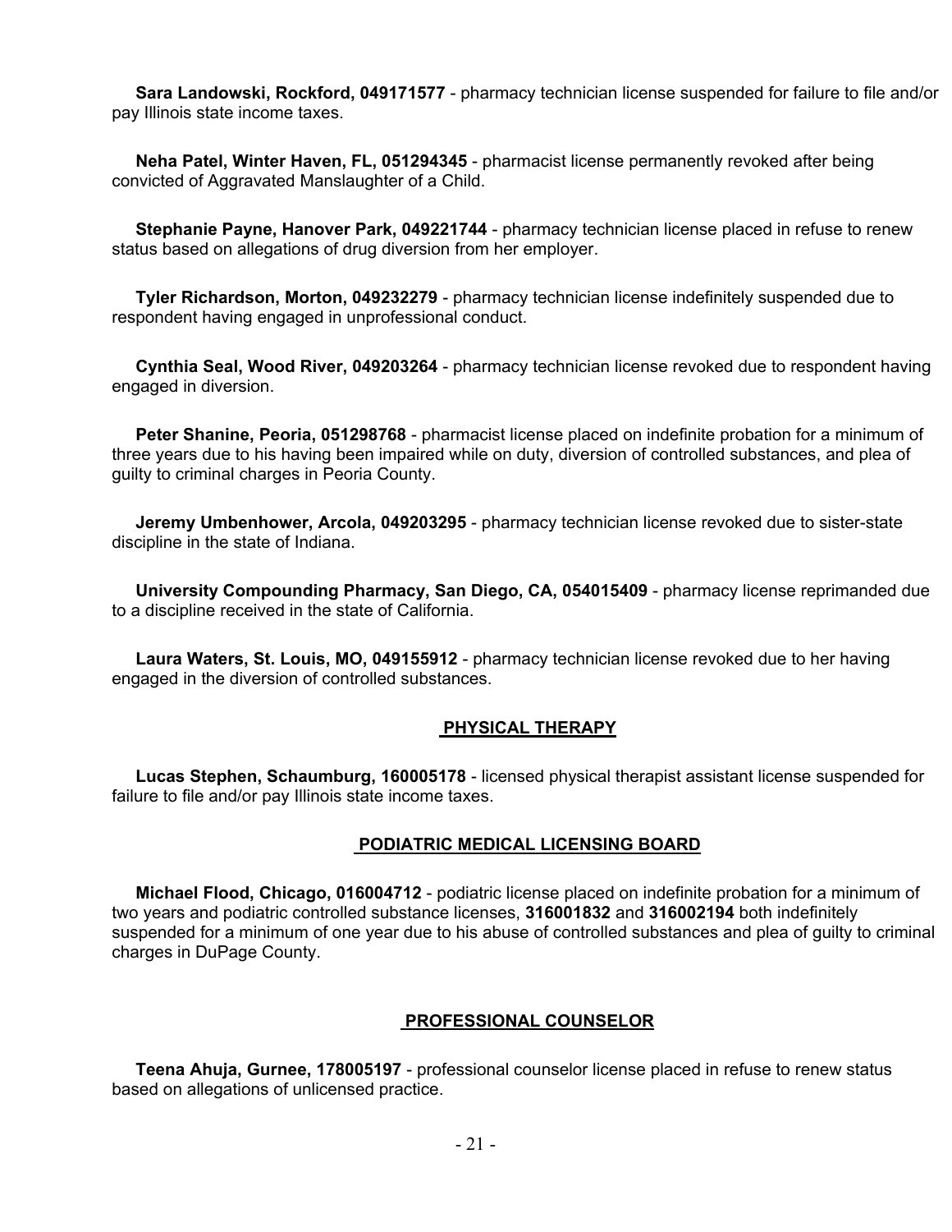**Sara Landowski, Rockford, 049171577** - pharmacy technician license suspended for failure to file and/or pay Illinois state income taxes.

**Neha Patel, Winter Haven, FL, 051294345** - pharmacist license permanently revoked after being convicted of Aggravated Manslaughter of a Child.

**Stephanie Payne, Hanover Park, 049221744** - pharmacy technician license placed in refuse to renew status based on allegations of drug diversion from her employer.

**Tyler Richardson, Morton, 049232279** - pharmacy technician license indefinitely suspended due to respondent having engaged in unprofessional conduct.

**Cynthia Seal, Wood River, 049203264** - pharmacy technician license revoked due to respondent having engaged in diversion.

**Peter Shanine, Peoria, 051298768** - pharmacist license placed on indefinite probation for a minimum of three years due to his having been impaired while on duty, diversion of controlled substances, and plea of guilty to criminal charges in Peoria County.

**Jeremy Umbenhower, Arcola, 049203295** - pharmacy technician license revoked due to sister-state discipline in the state of Indiana.

**University Compounding Pharmacy, San Diego, CA, 054015409** - pharmacy license reprimanded due to a discipline received in the state of California.

**Laura Waters, St. Louis, MO, 049155912** - pharmacy technician license revoked due to her having engaged in the diversion of controlled substances.

## PHYSICAL THERAPY

**Lucas Stephen, Schaumburg, 160005178** - licensed physical therapist assistant license suspended for failure to file and/or pay Illinois state income taxes.

## PODIATRIC MEDICAL LICENSING BOARD

**Michael Flood, Chicago, 016004712** - podiatric license placed on indefinite probation for a minimum of two years and podiatric controlled substance licenses, **316001832** and **316002194** both indefinitely suspended for a minimum of one year due to his abuse of controlled substances and plea of guilty to criminal charges in DuPage County.

## PROFESSIONAL COUNSELOR

**Teena Ahuja, Gurnee, 178005197** - professional counselor license placed in refuse to renew status based on allegations of unlicensed practice.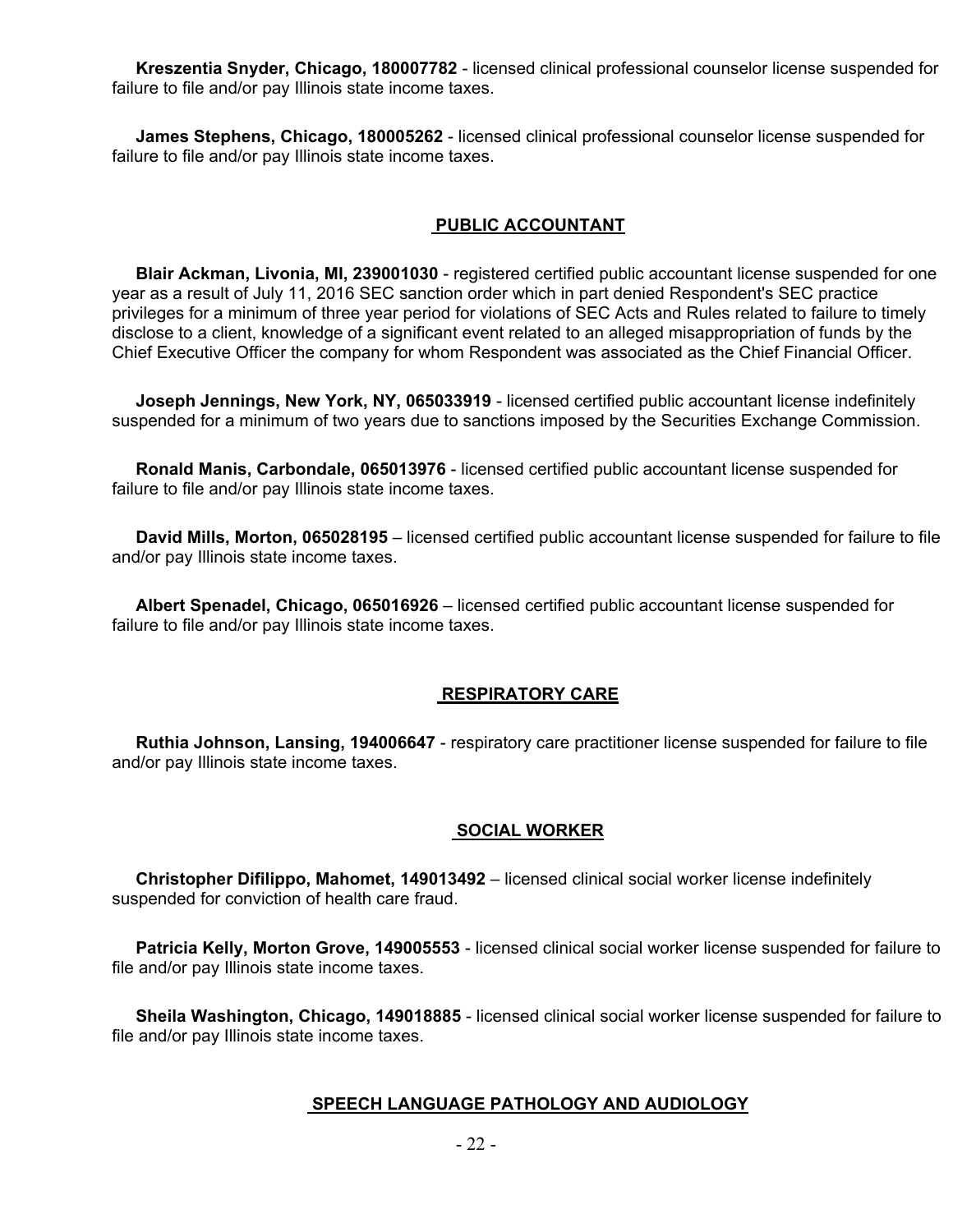**Kreszentia Snyder, Chicago, 180007782** - licensed clinical professional counselor license suspended for failure to file and/or pay Illinois state income taxes.

**James Stephens, Chicago, 180005262** - licensed clinical professional counselor license suspended for failure to file and/or pay Illinois state income taxes.

## PUBLIC ACCOUNTANT

**Blair Ackman, Livonia, MI, 239001030** - registered certified public accountant license suspended for one year as a result of July 11, 2016 SEC sanction order which in part denied Respondent's SEC practice privileges for a minimum of three year period for violations of SEC Acts and Rules related to failure to timely disclose to a client, knowledge of a significant event related to an alleged misappropriation of funds by the Chief Executive Officer the company for whom Respondent was associated as the Chief Financial Officer.

**Joseph Jennings, New York, NY, 065033919** - licensed certified public accountant license indefinitely suspended for a minimum of two years due to sanctions imposed by the Securities Exchange Commission.

**Ronald Manis, Carbondale, 065013976** - licensed certified public accountant license suspended for failure to file and/or pay Illinois state income taxes.

**David Mills, Morton, 065028195** – licensed certified public accountant license suspended for failure to file and/or pay Illinois state income taxes.

**Albert Spenadel, Chicago, 065016926** – licensed certified public accountant license suspended for failure to file and/or pay Illinois state income taxes.

## RESPIRATORY CARE

**Ruthia Johnson, Lansing, 194006647** - respiratory care practitioner license suspended for failure to file and/or pay Illinois state income taxes.

## SOCIAL WORKER

**Christopher Difilippo, Mahomet, 149013492** – licensed clinical social worker license indefinitely suspended for conviction of health care fraud.

**Patricia Kelly, Morton Grove, 149005553** - licensed clinical social worker license suspended for failure to file and/or pay Illinois state income taxes.

**Sheila Washington, Chicago, 149018885** - licensed clinical social worker license suspended for failure to file and/or pay Illinois state income taxes.

## SPEECH LANGUAGE PATHOLOGY AND AUDIOLOGY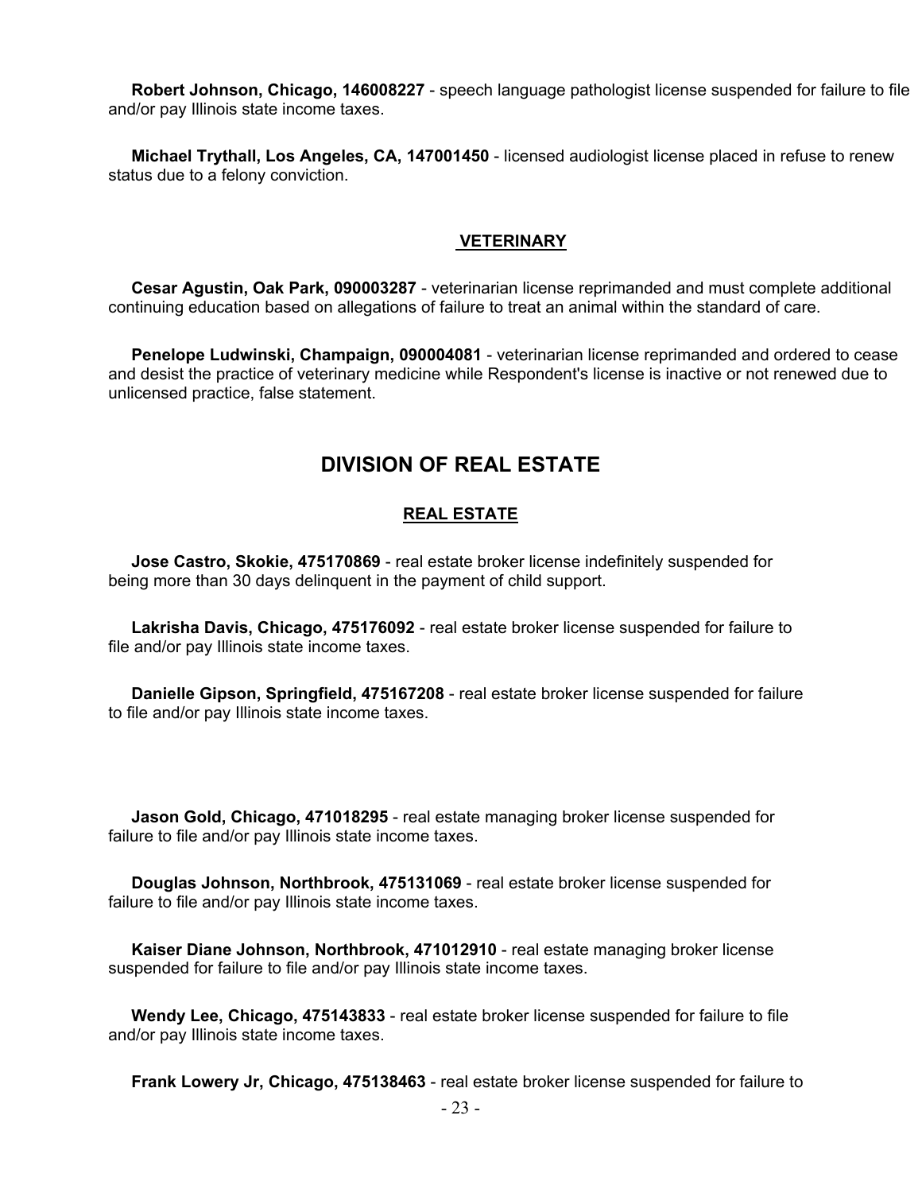**Robert Johnson, Chicago, 146008227** - speech language pathologist license suspended for failure to file and/or pay Illinois state income taxes.

**Michael Trythall, Los Angeles, CA, 147001450** - licensed audiologist license placed in refuse to renew status due to a felony conviction.

### VETERINARY

**Cesar Agustin, Oak Park, 090003287** - veterinarian license reprimanded and must complete additional continuing education based on allegations of failure to treat an animal within the standard of care.

**Penelope Ludwinski, Champaign, 090004081** - veterinarian license reprimanded and ordered to cease and desist the practice of veterinary medicine while Respondent's license is inactive or not renewed due to unlicensed practice, false statement.

## DIVISION OF REAL ESTATE

### REAL ESTATE

**Jose Castro, Skokie, 475170869** - real estate broker license indefinitely suspended for being more than 30 days delinquent in the payment of child support.

**Lakrisha Davis, Chicago, 475176092** - real estate broker license suspended for failure to file and/or pay Illinois state income taxes.

**Danielle Gipson, Springfield, 475167208** - real estate broker license suspended for failure to file and/or pay Illinois state income taxes.

**Jason Gold, Chicago, 471018295** - real estate managing broker license suspended for failure to file and/or pay Illinois state income taxes.

**Douglas Johnson, Northbrook, 475131069** - real estate broker license suspended for failure to file and/or pay Illinois state income taxes.

**Kaiser Diane Johnson, Northbrook, 471012910** - real estate managing broker license suspended for failure to file and/or pay Illinois state income taxes.

**Wendy Lee, Chicago, 475143833** - real estate broker license suspended for failure to file and/or pay Illinois state income taxes.

**Frank Lowery Jr, Chicago, 475138463** - real estate broker license suspended for failure to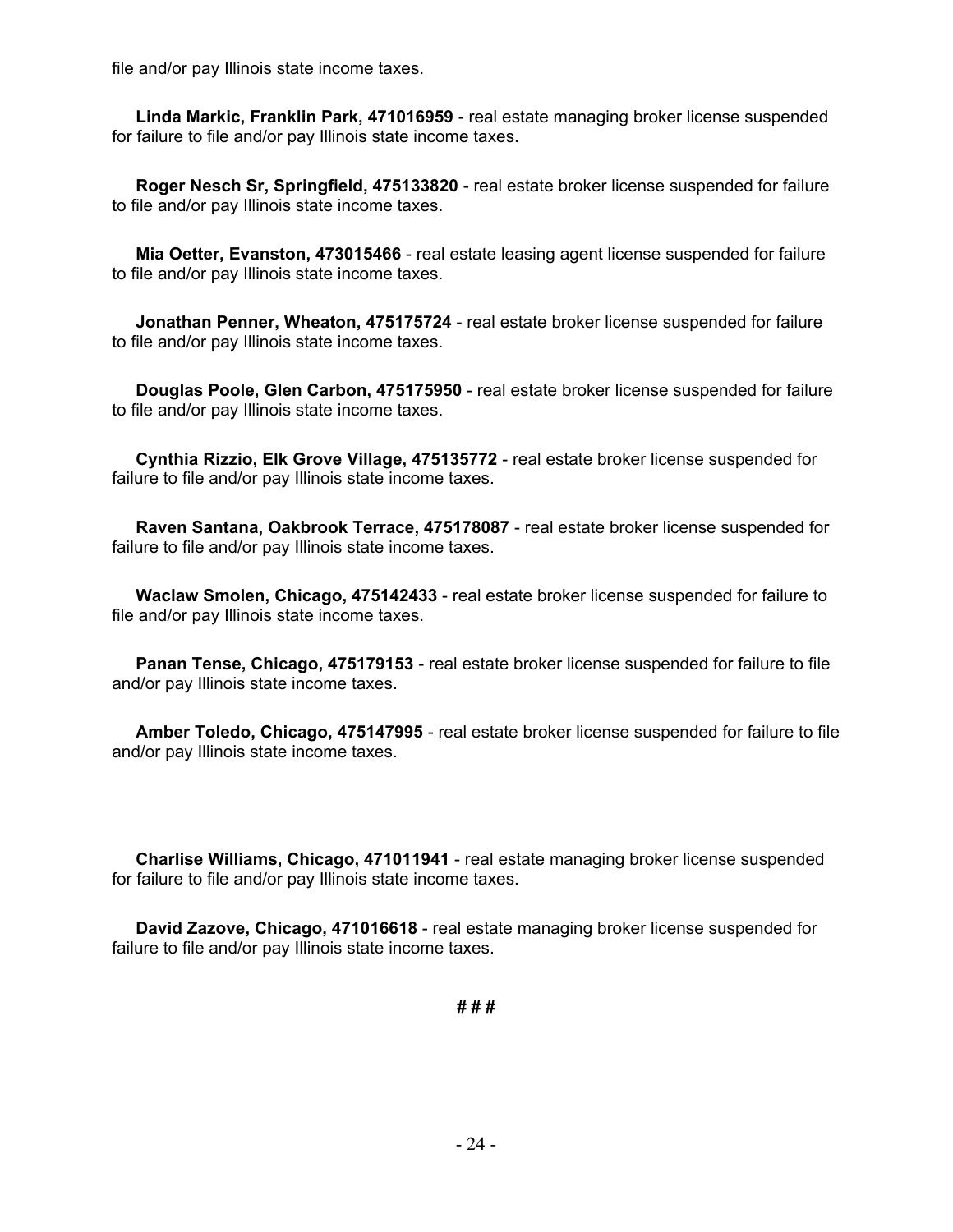file and/or pay Illinois state income taxes.

**Linda Markic, Franklin Park, 471016959** - real estate managing broker license suspended for failure to file and/or pay Illinois state income taxes.

**Roger Nesch Sr, Springfield, 475133820** - real estate broker license suspended for failure to file and/or pay Illinois state income taxes.

**Mia Oetter, Evanston, 473015466** - real estate leasing agent license suspended for failure to file and/or pay Illinois state income taxes.

**Jonathan Penner, Wheaton, 475175724** - real estate broker license suspended for failure to file and/or pay Illinois state income taxes.

**Douglas Poole, Glen Carbon, 475175950** - real estate broker license suspended for failure to file and/or pay Illinois state income taxes.

**Cynthia Rizzio, Elk Grove Village, 475135772** - real estate broker license suspended for failure to file and/or pay Illinois state income taxes.

**Raven Santana, Oakbrook Terrace, 475178087** - real estate broker license suspended for failure to file and/or pay Illinois state income taxes.

**Waclaw Smolen, Chicago, 475142433** - real estate broker license suspended for failure to file and/or pay Illinois state income taxes.

**Panan Tense, Chicago, 475179153** - real estate broker license suspended for failure to file and/or pay Illinois state income taxes.

**Amber Toledo, Chicago, 475147995** - real estate broker license suspended for failure to file and/or pay Illinois state income taxes.

**Charlise Williams, Chicago, 471011941** - real estate managing broker license suspended for failure to file and/or pay Illinois state income taxes.

**David Zazove, Chicago, 471016618** - real estate managing broker license suspended for failure to file and/or pay Illinois state income taxes.

**# # #**